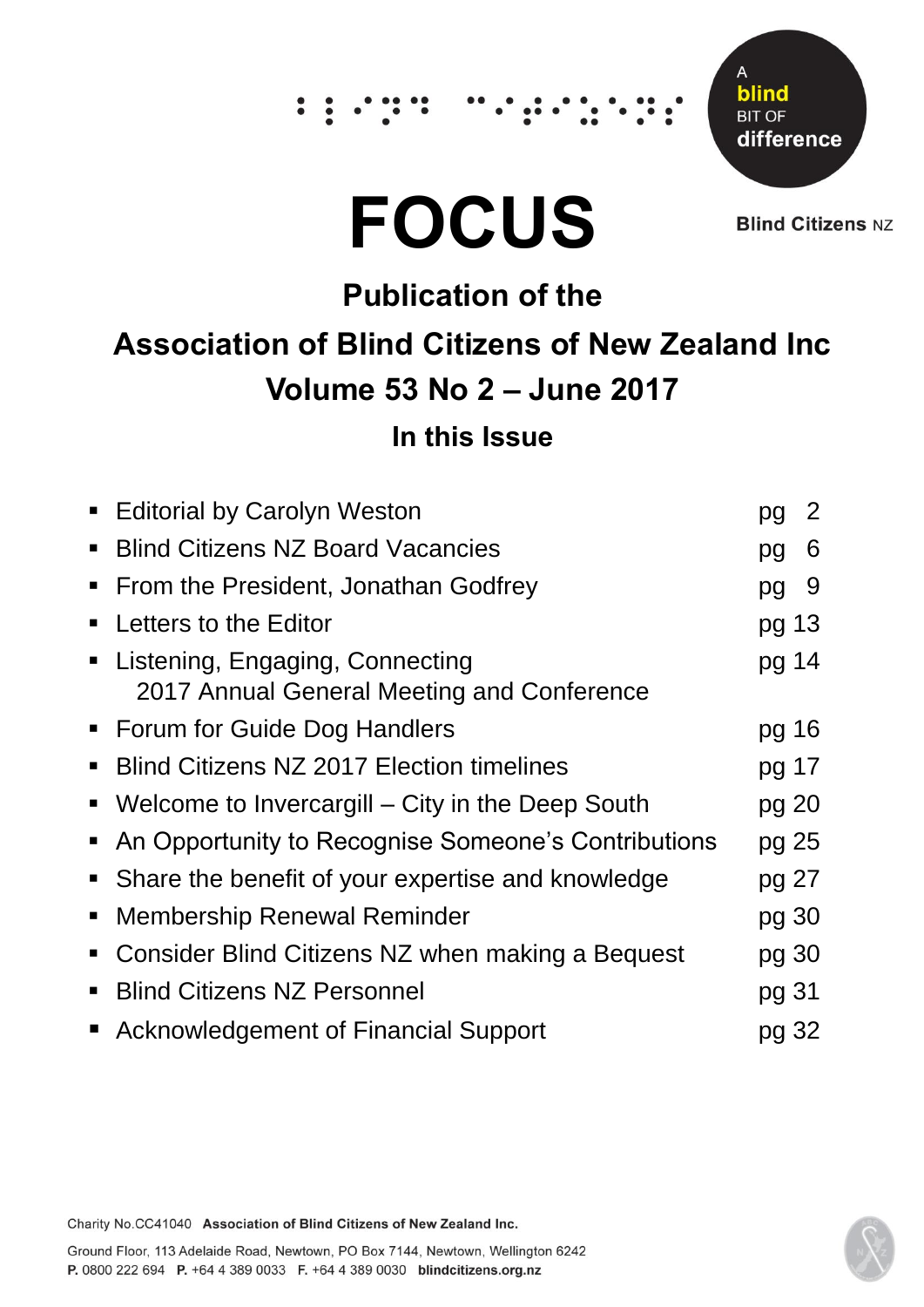A **blind** BIT OF **difference**

**Blind Citizens** NZ

# FOCUS

## Publication of the

## Association of Blind Citizens of New Zealand Inc

## Volume 53 No 2 – June 2017

### In this Issue

- Editorial by Carolyn Weston pg 2
- Blind Citizens NZ Board Vacancies pg 6
- From the President, Jonathan Godfrey pg 9
- Letters to the Editor pg 13
- Listening, Engaging, Connecting 2017 Annual General Meeting and Conference pg 14
- Forum for Guide Dog Handlers pg 16
- Blind Citizens NZ 2017 Election timelines pg 17
- Welcome to Invercargill – City in the Deep South pg 20
- An Opportunity to Recognise Someone's Contributions pg 25
- Share the benefit of your expertise and knowledge pg 27
- Membership Renewal Reminder pg 30
- Consider Blind Citizens NZ when making a Bequest pg 30
- Blind Citizens NZ Personnel pg 31
- Acknowledgement of Financial Support pg 32

Charity No.CC41040 **Association of Blind Citizens of New Zealand Inc.**

Ground Floor, 113 Adelaide Road, Newtown, PO Box 7144, Newtown, Wellington 6242
**P.** 0800 222 694 **P.** +64 4 389 0033 **F.** +64 4 389 0030 **blindcitizens.org.nz**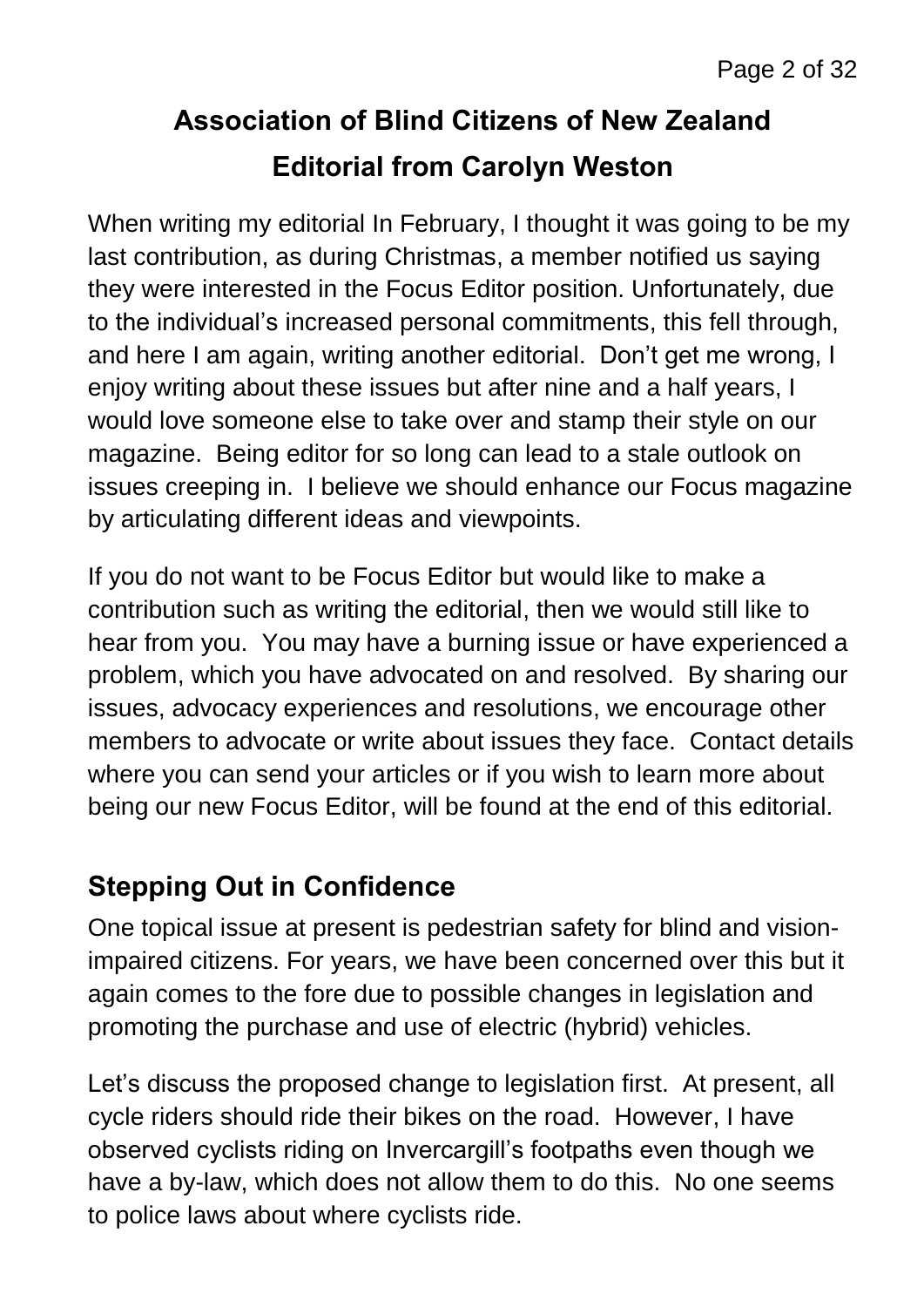# Association of Blind Citizens of New Zealand

## Editorial from Carolyn Weston

When writing my editorial In February, I thought it was going to be my last contribution, as during Christmas, a member notified us saying they were interested in the Focus Editor position. Unfortunately, due to the individual's increased personal commitments, this fell through, and here I am again, writing another editorial. Don't get me wrong, I enjoy writing about these issues but after nine and a half years, I would love someone else to take over and stamp their style on our magazine. Being editor for so long can lead to a stale outlook on issues creeping in. I believe we should enhance our Focus magazine by articulating different ideas and viewpoints.

If you do not want to be Focus Editor but would like to make a contribution such as writing the editorial, then we would still like to hear from you. You may have a burning issue or have experienced a problem, which you have advocated on and resolved. By sharing our issues, advocacy experiences and resolutions, we encourage other members to advocate or write about issues they face. Contact details where you can send your articles or if you wish to learn more about being our new Focus Editor, will be found at the end of this editorial.

## Stepping Out in Confidence

One topical issue at present is pedestrian safety for blind and vision-impaired citizens. For years, we have been concerned over this but it again comes to the fore due to possible changes in legislation and promoting the purchase and use of electric (hybrid) vehicles.

Let's discuss the proposed change to legislation first. At present, all cycle riders should ride their bikes on the road. However, I have observed cyclists riding on Invercargill's footpaths even though we have a by-law, which does not allow them to do this. No one seems to police laws about where cyclists ride.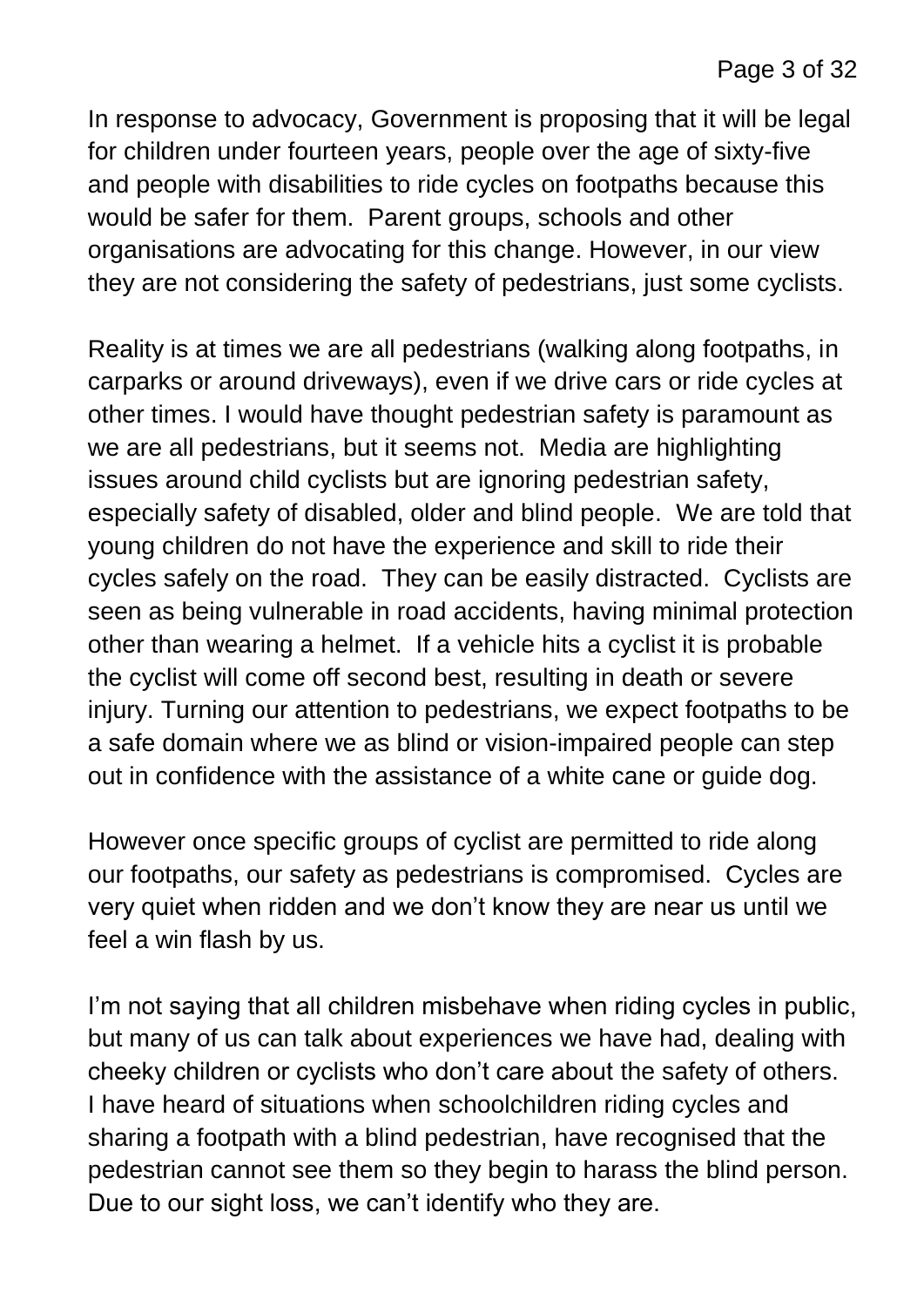In response to advocacy, Government is proposing that it will be legal for children under fourteen years, people over the age of sixty-five and people with disabilities to ride cycles on footpaths because this would be safer for them. Parent groups, schools and other organisations are advocating for this change. However, in our view they are not considering the safety of pedestrians, just some cyclists.

Reality is at times we are all pedestrians (walking along footpaths, in carparks or around driveways), even if we drive cars or ride cycles at other times. I would have thought pedestrian safety is paramount as we are all pedestrians, but it seems not. Media are highlighting issues around child cyclists but are ignoring pedestrian safety, especially safety of disabled, older and blind people. We are told that young children do not have the experience and skill to ride their cycles safely on the road. They can be easily distracted. Cyclists are seen as being vulnerable in road accidents, having minimal protection other than wearing a helmet. If a vehicle hits a cyclist it is probable the cyclist will come off second best, resulting in death or severe injury. Turning our attention to pedestrians, we expect footpaths to be a safe domain where we as blind or vision-impaired people can step out in confidence with the assistance of a white cane or guide dog.

However once specific groups of cyclist are permitted to ride along our footpaths, our safety as pedestrians is compromised. Cycles are very quiet when ridden and we don't know they are near us until we feel a win flash by us.

I'm not saying that all children misbehave when riding cycles in public, but many of us can talk about experiences we have had, dealing with cheeky children or cyclists who don't care about the safety of others. I have heard of situations when schoolchildren riding cycles and sharing a footpath with a blind pedestrian, have recognised that the pedestrian cannot see them so they begin to harass the blind person. Due to our sight loss, we can't identify who they are.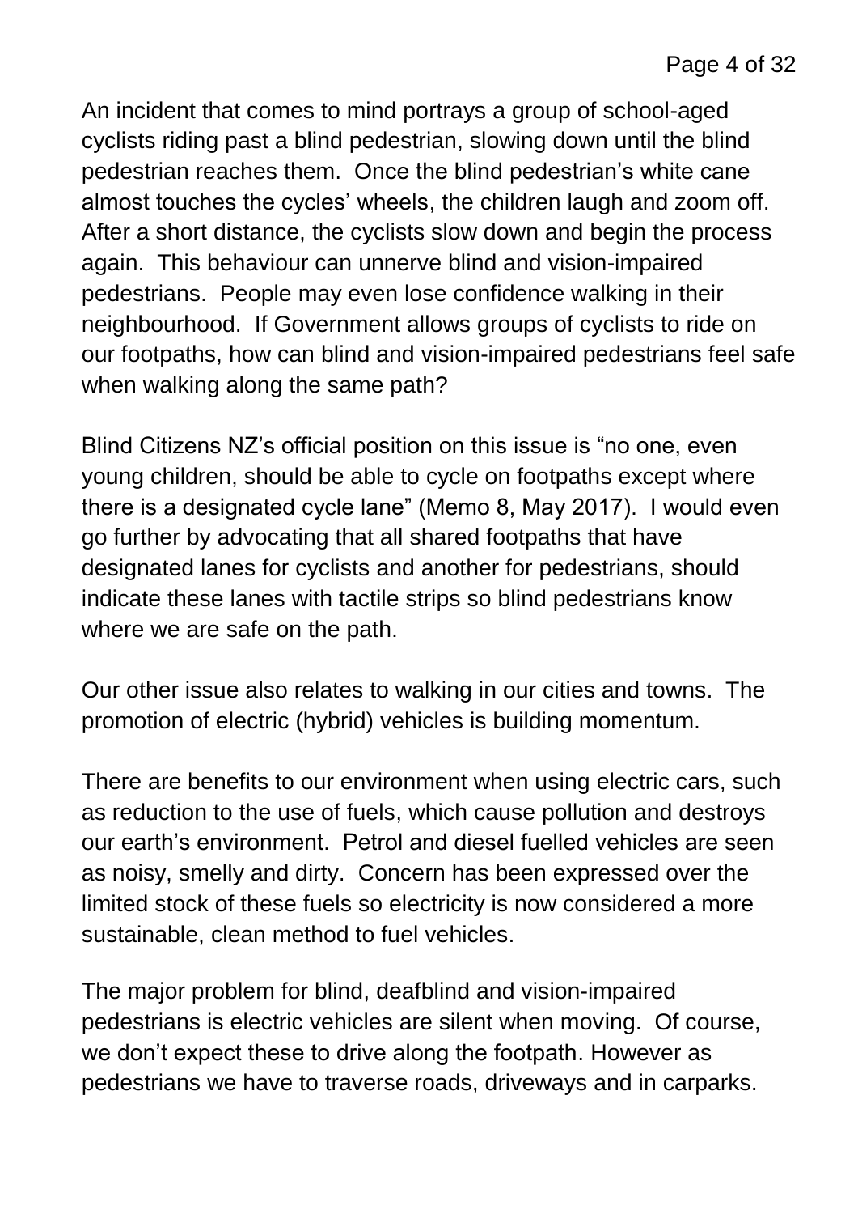An incident that comes to mind portrays a group of school-aged cyclists riding past a blind pedestrian, slowing down until the blind pedestrian reaches them. Once the blind pedestrian's white cane almost touches the cycles' wheels, the children laugh and zoom off. After a short distance, the cyclists slow down and begin the process again. This behaviour can unnerve blind and vision-impaired pedestrians. People may even lose confidence walking in their neighbourhood. If Government allows groups of cyclists to ride on our footpaths, how can blind and vision-impaired pedestrians feel safe when walking along the same path?

Blind Citizens NZ's official position on this issue is "no one, even young children, should be able to cycle on footpaths except where there is a designated cycle lane" (Memo 8, May 2017). I would even go further by advocating that all shared footpaths that have designated lanes for cyclists and another for pedestrians, should indicate these lanes with tactile strips so blind pedestrians know where we are safe on the path.

Our other issue also relates to walking in our cities and towns. The promotion of electric (hybrid) vehicles is building momentum.

There are benefits to our environment when using electric cars, such as reduction to the use of fuels, which cause pollution and destroys our earth's environment. Petrol and diesel fuelled vehicles are seen as noisy, smelly and dirty. Concern has been expressed over the limited stock of these fuels so electricity is now considered a more sustainable, clean method to fuel vehicles.

The major problem for blind, deafblind and vision-impaired pedestrians is electric vehicles are silent when moving. Of course, we don't expect these to drive along the footpath. However as pedestrians we have to traverse roads, driveways and in carparks.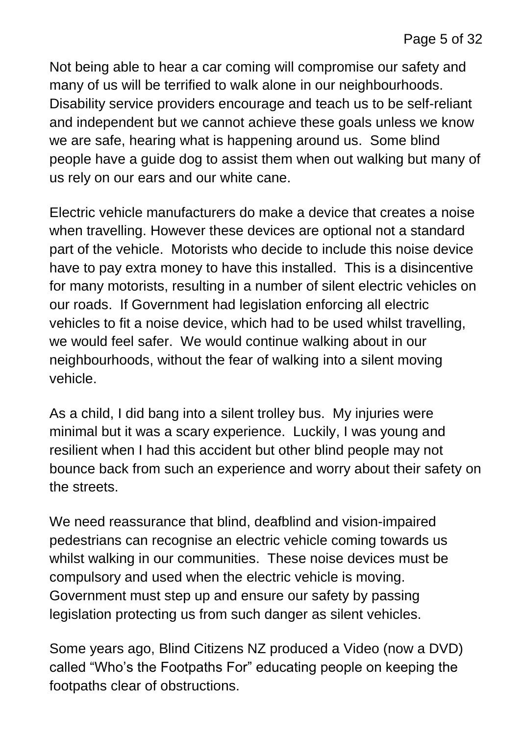Not being able to hear a car coming will compromise our safety and many of us will be terrified to walk alone in our neighbourhoods. Disability service providers encourage and teach us to be self-reliant and independent but we cannot achieve these goals unless we know we are safe, hearing what is happening around us. Some blind people have a guide dog to assist them when out walking but many of us rely on our ears and our white cane.

Electric vehicle manufacturers do make a device that creates a noise when travelling. However these devices are optional not a standard part of the vehicle. Motorists who decide to include this noise device have to pay extra money to have this installed. This is a disincentive for many motorists, resulting in a number of silent electric vehicles on our roads. If Government had legislation enforcing all electric vehicles to fit a noise device, which had to be used whilst travelling, we would feel safer. We would continue walking about in our neighbourhoods, without the fear of walking into a silent moving vehicle.

As a child, I did bang into a silent trolley bus. My injuries were minimal but it was a scary experience. Luckily, I was young and resilient when I had this accident but other blind people may not bounce back from such an experience and worry about their safety on the streets.

We need reassurance that blind, deafblind and vision-impaired pedestrians can recognise an electric vehicle coming towards us whilst walking in our communities. These noise devices must be compulsory and used when the electric vehicle is moving. Government must step up and ensure our safety by passing legislation protecting us from such danger as silent vehicles.

Some years ago, Blind Citizens NZ produced a Video (now a DVD) called “Who’s the Footpaths For” educating people on keeping the footpaths clear of obstructions.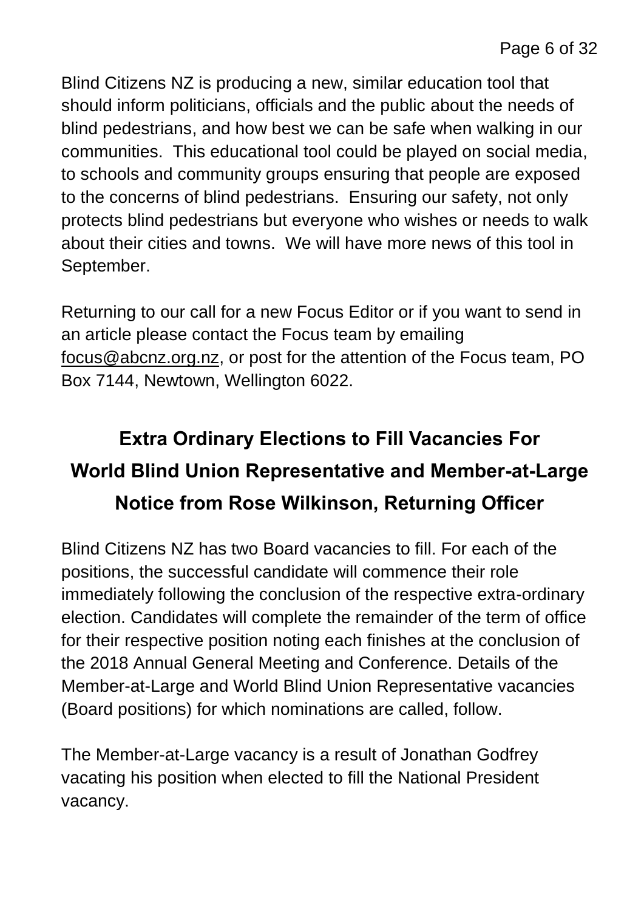Blind Citizens NZ is producing a new, similar education tool that should inform politicians, officials and the public about the needs of blind pedestrians, and how best we can be safe when walking in our communities. This educational tool could be played on social media, to schools and community groups ensuring that people are exposed to the concerns of blind pedestrians. Ensuring our safety, not only protects blind pedestrians but everyone who wishes or needs to walk about their cities and towns. We will have more news of this tool in September.

Returning to our call for a new Focus Editor or if you want to send in an article please contact the Focus team by emailing focus@abcnz.org.nz, or post for the attention of the Focus team, PO Box 7144, Newtown, Wellington 6022.

## Extra Ordinary Elections to Fill Vacancies For World Blind Union Representative and Member-at-Large Notice from Rose Wilkinson, Returning Officer

Blind Citizens NZ has two Board vacancies to fill. For each of the positions, the successful candidate will commence their role immediately following the conclusion of the respective extra-ordinary election. Candidates will complete the remainder of the term of office for their respective position noting each finishes at the conclusion of the 2018 Annual General Meeting and Conference. Details of the Member-at-Large and World Blind Union Representative vacancies (Board positions) for which nominations are called, follow.

The Member-at-Large vacancy is a result of Jonathan Godfrey vacating his position when elected to fill the National President vacancy.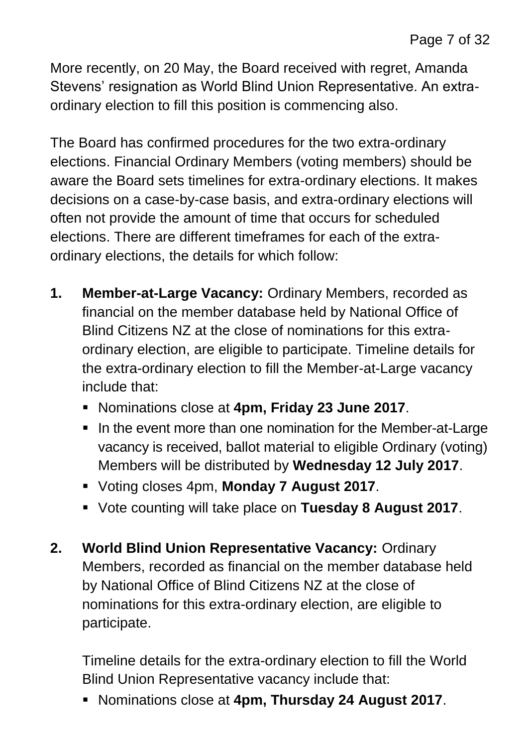More recently, on 20 May, the Board received with regret, Amanda Stevens' resignation as World Blind Union Representative. An extra-ordinary election to fill this position is commencing also.

The Board has confirmed procedures for the two extra-ordinary elections. Financial Ordinary Members (voting members) should be aware the Board sets timelines for extra-ordinary elections. It makes decisions on a case-by-case basis, and extra-ordinary elections will often not provide the amount of time that occurs for scheduled elections. There are different timeframes for each of the extra-ordinary elections, the details for which follow:

1. **Member-at-Large Vacancy:** Ordinary Members, recorded as financial on the member database held by National Office of Blind Citizens NZ at the close of nominations for this extra-ordinary election, are eligible to participate. Timeline details for the extra-ordinary election to fill the Member-at-Large vacancy include that:
   - Nominations close at **4pm, Friday 23 June 2017**.
   - In the event more than one nomination for the Member-at-Large vacancy is received, ballot material to eligible Ordinary (voting) Members will be distributed by **Wednesday 12 July 2017**.
   - Voting closes 4pm, **Monday 7 August 2017**.
   - Vote counting will take place on **Tuesday 8 August 2017**.

2. **World Blind Union Representative Vacancy:** Ordinary Members, recorded as financial on the member database held by National Office of Blind Citizens NZ at the close of nominations for this extra-ordinary election, are eligible to participate.

   Timeline details for the extra-ordinary election to fill the World Blind Union Representative vacancy include that:
   - Nominations close at **4pm, Thursday 24 August 2017**.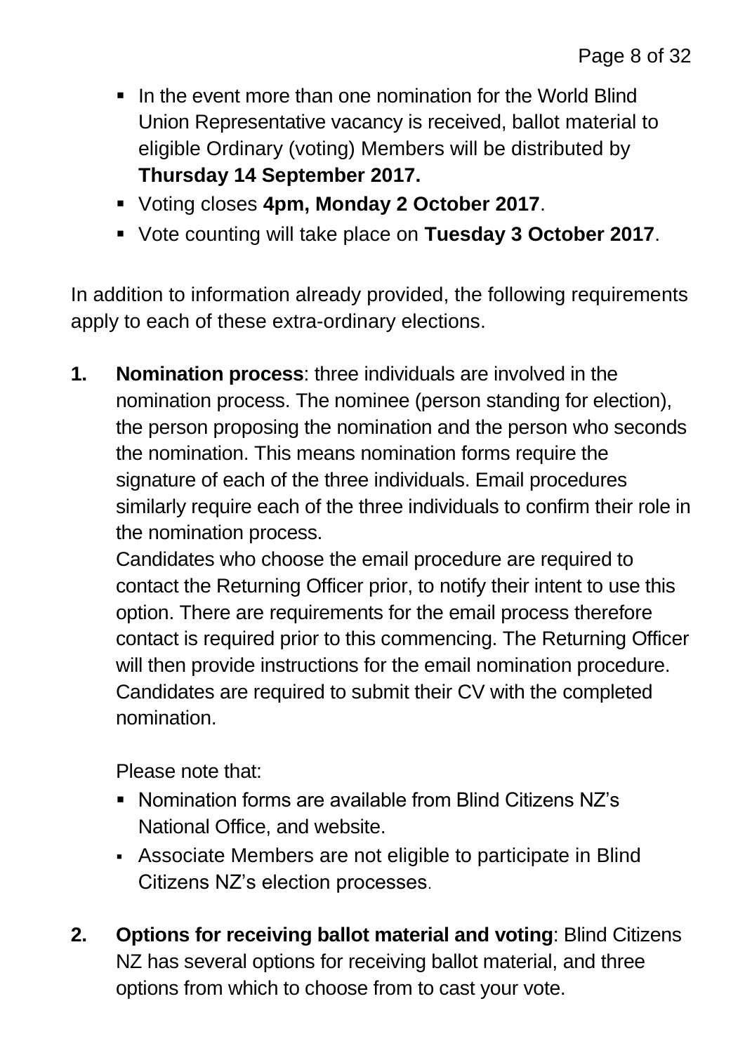- In the event more than one nomination for the World Blind Union Representative vacancy is received, ballot material to eligible Ordinary (voting) Members will be distributed by **Thursday 14 September 2017.**
- Voting closes **4pm, Monday 2 October 2017**.
- Vote counting will take place on **Tuesday 3 October 2017**.

In addition to information already provided, the following requirements apply to each of these extra-ordinary elections.

1. **Nomination process**: three individuals are involved in the nomination process. The nominee (person standing for election), the person proposing the nomination and the person who seconds the nomination. This means nomination forms require the signature of each of the three individuals. Email procedures similarly require each of the three individuals to confirm their role in the nomination process.
   Candidates who choose the email procedure are required to contact the Returning Officer prior, to notify their intent to use this option. There are requirements for the email process therefore contact is required prior to this commencing. The Returning Officer will then provide instructions for the email nomination procedure. Candidates are required to submit their CV with the completed nomination.

   Please note that:
   - Nomination forms are available from Blind Citizens NZ's National Office, and website.
   - Associate Members are not eligible to participate in Blind Citizens NZ's election processes.

2. **Options for receiving ballot material and voting**: Blind Citizens NZ has several options for receiving ballot material, and three options from which to choose from to cast your vote.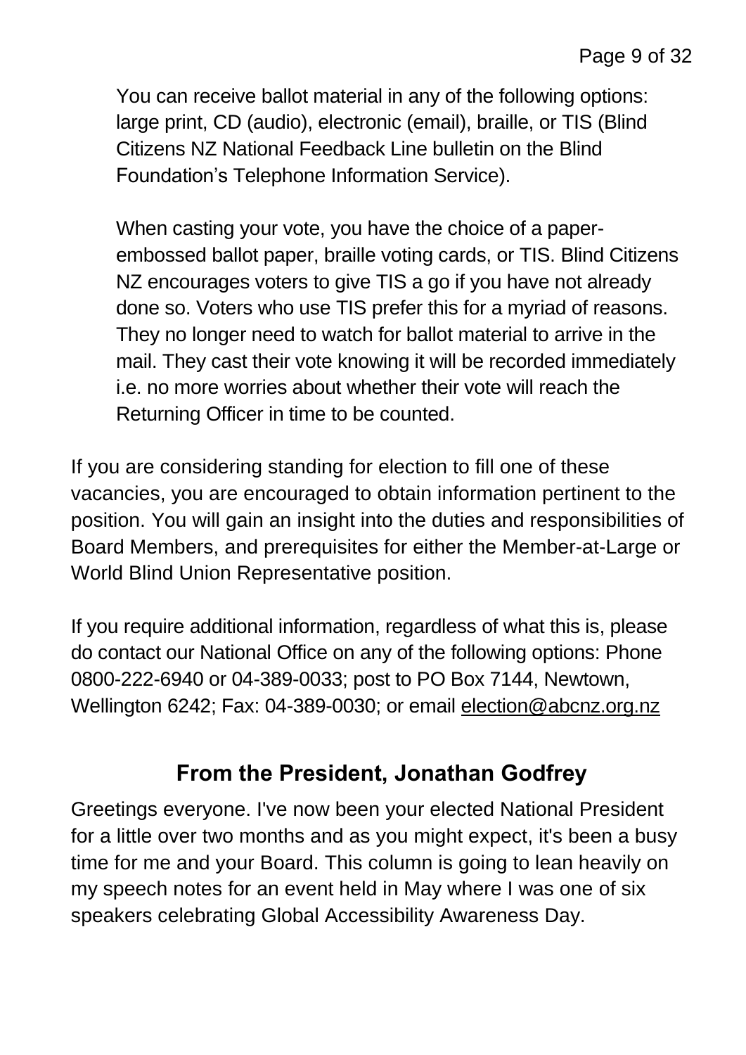You can receive ballot material in any of the following options: large print, CD (audio), electronic (email), braille, or TIS (Blind Citizens NZ National Feedback Line bulletin on the Blind Foundation's Telephone Information Service).

When casting your vote, you have the choice of a paper-embossed ballot paper, braille voting cards, or TIS. Blind Citizens NZ encourages voters to give TIS a go if you have not already done so. Voters who use TIS prefer this for a myriad of reasons. They no longer need to watch for ballot material to arrive in the mail. They cast their vote knowing it will be recorded immediately i.e. no more worries about whether their vote will reach the Returning Officer in time to be counted.

If you are considering standing for election to fill one of these vacancies, you are encouraged to obtain information pertinent to the position. You will gain an insight into the duties and responsibilities of Board Members, and prerequisites for either the Member-at-Large or World Blind Union Representative position.

If you require additional information, regardless of what this is, please do contact our National Office on any of the following options: Phone 0800-222-6940 or 04-389-0033; post to PO Box 7144, Newtown, Wellington 6242; Fax: 04-389-0030; or email election@abcnz.org.nz

## From the President, Jonathan Godfrey

Greetings everyone. I've now been your elected National President for a little over two months and as you might expect, it's been a busy time for me and your Board. This column is going to lean heavily on my speech notes for an event held in May where I was one of six speakers celebrating Global Accessibility Awareness Day.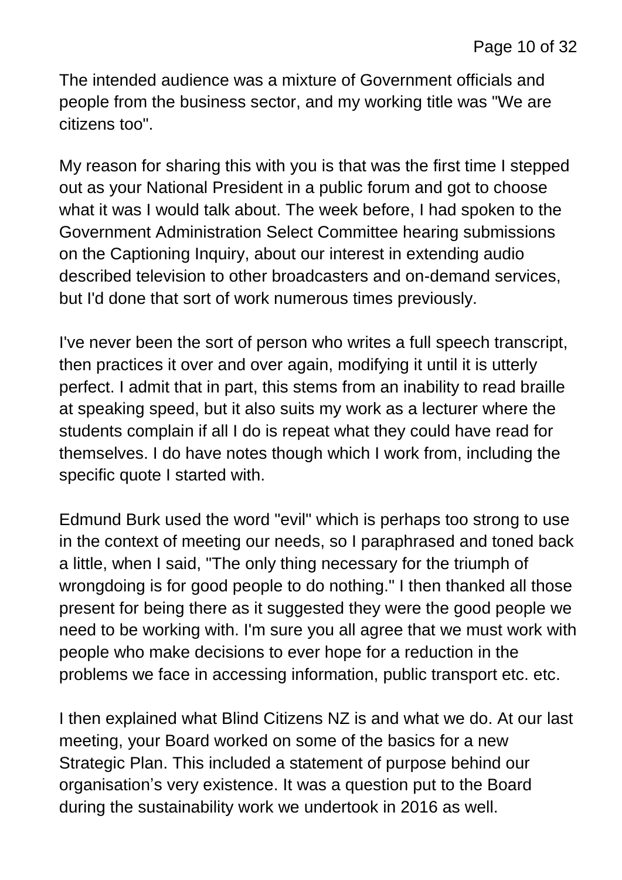The intended audience was a mixture of Government officials and people from the business sector, and my working title was "We are citizens too".

My reason for sharing this with you is that was the first time I stepped out as your National President in a public forum and got to choose what it was I would talk about. The week before, I had spoken to the Government Administration Select Committee hearing submissions on the Captioning Inquiry, about our interest in extending audio described television to other broadcasters and on-demand services, but I'd done that sort of work numerous times previously.

I've never been the sort of person who writes a full speech transcript, then practices it over and over again, modifying it until it is utterly perfect. I admit that in part, this stems from an inability to read braille at speaking speed, but it also suits my work as a lecturer where the students complain if all I do is repeat what they could have read for themselves. I do have notes though which I work from, including the specific quote I started with.

Edmund Burk used the word "evil" which is perhaps too strong to use in the context of meeting our needs, so I paraphrased and toned back a little, when I said, "The only thing necessary for the triumph of wrongdoing is for good people to do nothing." I then thanked all those present for being there as it suggested they were the good people we need to be working with. I'm sure you all agree that we must work with people who make decisions to ever hope for a reduction in the problems we face in accessing information, public transport etc. etc.

I then explained what Blind Citizens NZ is and what we do. At our last meeting, your Board worked on some of the basics for a new Strategic Plan. This included a statement of purpose behind our organisation's very existence. It was a question put to the Board during the sustainability work we undertook in 2016 as well.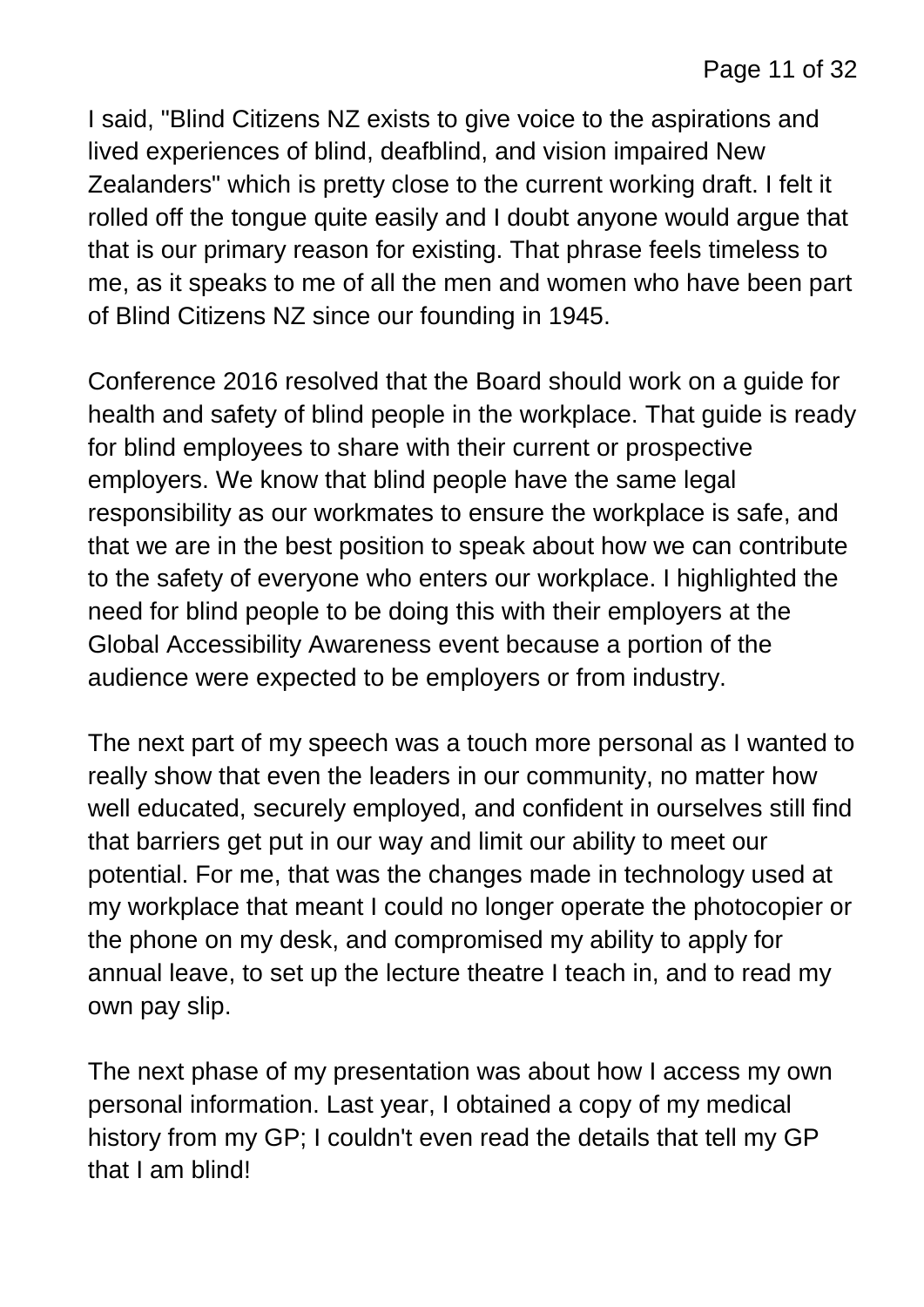I said, "Blind Citizens NZ exists to give voice to the aspirations and lived experiences of blind, deafblind, and vision impaired New Zealanders" which is pretty close to the current working draft. I felt it rolled off the tongue quite easily and I doubt anyone would argue that that is our primary reason for existing. That phrase feels timeless to me, as it speaks to me of all the men and women who have been part of Blind Citizens NZ since our founding in 1945.

Conference 2016 resolved that the Board should work on a guide for health and safety of blind people in the workplace. That guide is ready for blind employees to share with their current or prospective employers. We know that blind people have the same legal responsibility as our workmates to ensure the workplace is safe, and that we are in the best position to speak about how we can contribute to the safety of everyone who enters our workplace. I highlighted the need for blind people to be doing this with their employers at the Global Accessibility Awareness event because a portion of the audience were expected to be employers or from industry.

The next part of my speech was a touch more personal as I wanted to really show that even the leaders in our community, no matter how well educated, securely employed, and confident in ourselves still find that barriers get put in our way and limit our ability to meet our potential. For me, that was the changes made in technology used at my workplace that meant I could no longer operate the photocopier or the phone on my desk, and compromised my ability to apply for annual leave, to set up the lecture theatre I teach in, and to read my own pay slip.

The next phase of my presentation was about how I access my own personal information. Last year, I obtained a copy of my medical history from my GP; I couldn't even read the details that tell my GP that I am blind!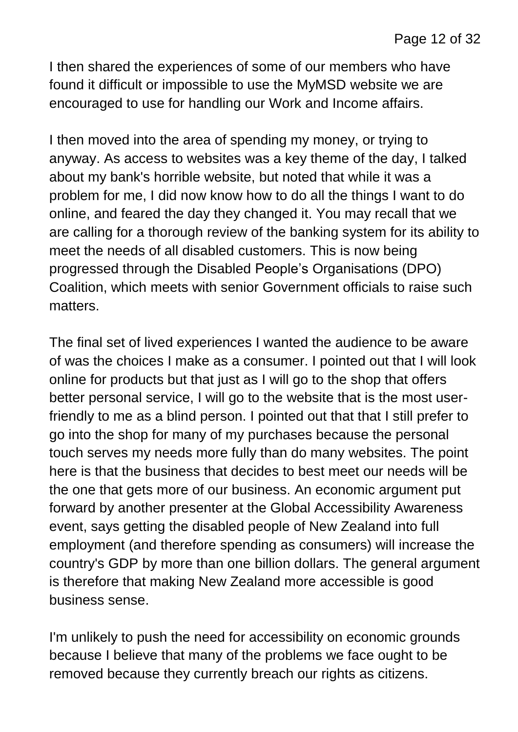I then shared the experiences of some of our members who have found it difficult or impossible to use the MyMSD website we are encouraged to use for handling our Work and Income affairs.

I then moved into the area of spending my money, or trying to anyway. As access to websites was a key theme of the day, I talked about my bank's horrible website, but noted that while it was a problem for me, I did now know how to do all the things I want to do online, and feared the day they changed it. You may recall that we are calling for a thorough review of the banking system for its ability to meet the needs of all disabled customers. This is now being progressed through the Disabled People’s Organisations (DPO) Coalition, which meets with senior Government officials to raise such matters.

The final set of lived experiences I wanted the audience to be aware of was the choices I make as a consumer. I pointed out that I will look online for products but that just as I will go to the shop that offers better personal service, I will go to the website that is the most user-friendly to me as a blind person. I pointed out that that I still prefer to go into the shop for many of my purchases because the personal touch serves my needs more fully than do many websites. The point here is that the business that decides to best meet our needs will be the one that gets more of our business. An economic argument put forward by another presenter at the Global Accessibility Awareness event, says getting the disabled people of New Zealand into full employment (and therefore spending as consumers) will increase the country's GDP by more than one billion dollars. The general argument is therefore that making New Zealand more accessible is good business sense.

I'm unlikely to push the need for accessibility on economic grounds because I believe that many of the problems we face ought to be removed because they currently breach our rights as citizens.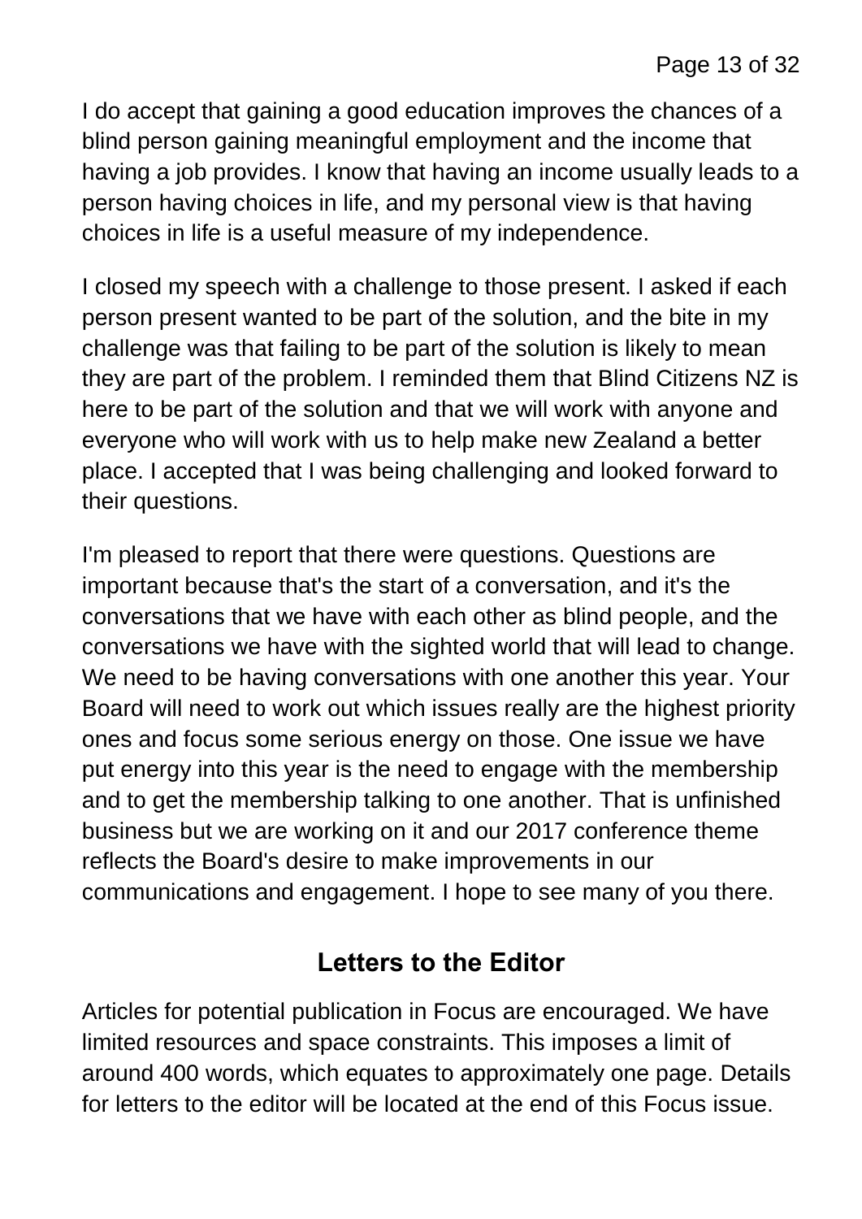I do accept that gaining a good education improves the chances of a blind person gaining meaningful employment and the income that having a job provides. I know that having an income usually leads to a person having choices in life, and my personal view is that having choices in life is a useful measure of my independence.

I closed my speech with a challenge to those present. I asked if each person present wanted to be part of the solution, and the bite in my challenge was that failing to be part of the solution is likely to mean they are part of the problem. I reminded them that Blind Citizens NZ is here to be part of the solution and that we will work with anyone and everyone who will work with us to help make new Zealand a better place. I accepted that I was being challenging and looked forward to their questions.

I'm pleased to report that there were questions. Questions are important because that's the start of a conversation, and it's the conversations that we have with each other as blind people, and the conversations we have with the sighted world that will lead to change. We need to be having conversations with one another this year. Your Board will need to work out which issues really are the highest priority ones and focus some serious energy on those. One issue we have put energy into this year is the need to engage with the membership and to get the membership talking to one another. That is unfinished business but we are working on it and our 2017 conference theme reflects the Board's desire to make improvements in our communications and engagement. I hope to see many of you there.

## Letters to the Editor

Articles for potential publication in Focus are encouraged. We have limited resources and space constraints. This imposes a limit of around 400 words, which equates to approximately one page. Details for letters to the editor will be located at the end of this Focus issue.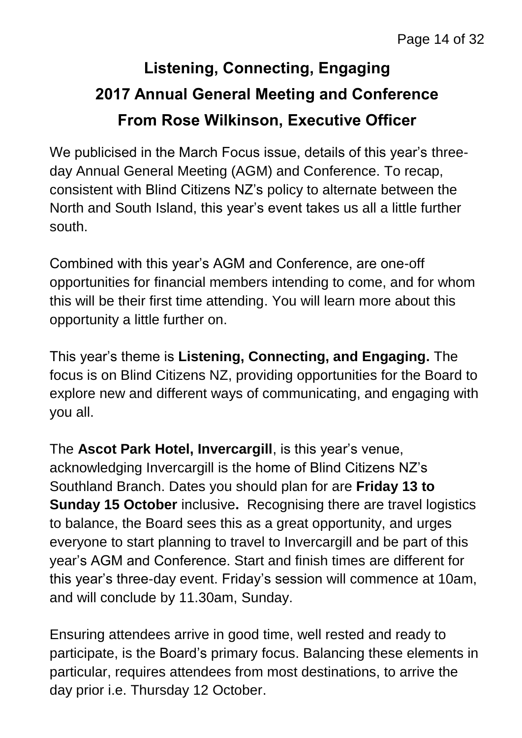# Listening, Connecting, Engaging
# 2017 Annual General Meeting and Conference
# From Rose Wilkinson, Executive Officer

We publicised in the March Focus issue, details of this year's three-day Annual General Meeting (AGM) and Conference. To recap, consistent with Blind Citizens NZ's policy to alternate between the North and South Island, this year's event takes us all a little further south.

Combined with this year's AGM and Conference, are one-off opportunities for financial members intending to come, and for whom this will be their first time attending. You will learn more about this opportunity a little further on.

This year's theme is **Listening, Connecting, and Engaging.** The focus is on Blind Citizens NZ, providing opportunities for the Board to explore new and different ways of communicating, and engaging with you all.

The **Ascot Park Hotel, Invercargill**, is this year's venue, acknowledging Invercargill is the home of Blind Citizens NZ's Southland Branch. Dates you should plan for are **Friday 13 to Sunday 15 October** inclusive**.** Recognising there are travel logistics to balance, the Board sees this as a great opportunity, and urges everyone to start planning to travel to Invercargill and be part of this year's AGM and Conference. Start and finish times are different for this year's three-day event. Friday's session will commence at 10am, and will conclude by 11.30am, Sunday.

Ensuring attendees arrive in good time, well rested and ready to participate, is the Board's primary focus. Balancing these elements in particular, requires attendees from most destinations, to arrive the day prior i.e. Thursday 12 October.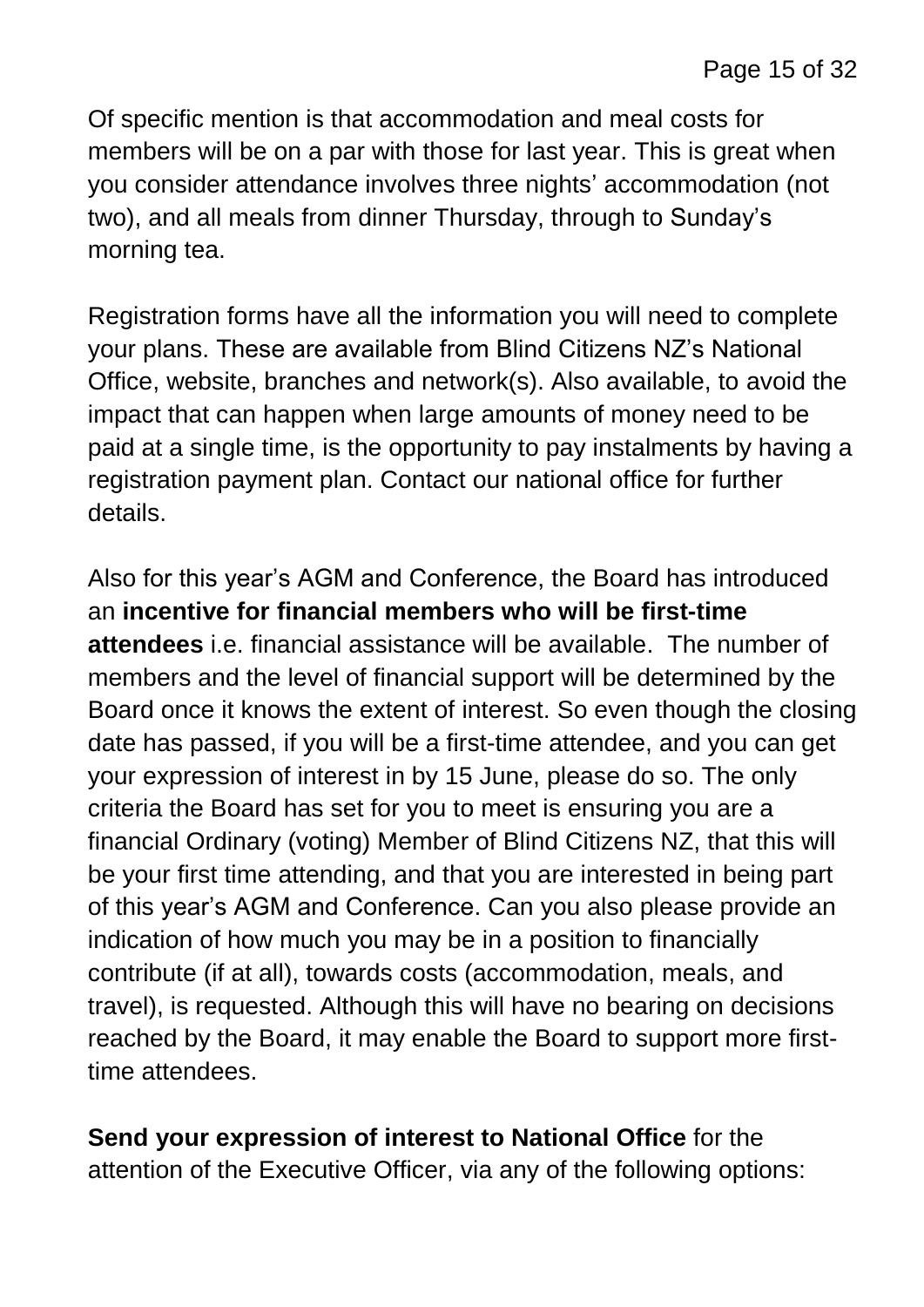Of specific mention is that accommodation and meal costs for members will be on a par with those for last year. This is great when you consider attendance involves three nights' accommodation (not two), and all meals from dinner Thursday, through to Sunday's morning tea.

Registration forms have all the information you will need to complete your plans. These are available from Blind Citizens NZ's National Office, website, branches and network(s). Also available, to avoid the impact that can happen when large amounts of money need to be paid at a single time, is the opportunity to pay instalments by having a registration payment plan. Contact our national office for further details.

Also for this year's AGM and Conference, the Board has introduced an **incentive for financial members who will be first-time attendees** i.e. financial assistance will be available. The number of members and the level of financial support will be determined by the Board once it knows the extent of interest. So even though the closing date has passed, if you will be a first-time attendee, and you can get your expression of interest in by 15 June, please do so. The only criteria the Board has set for you to meet is ensuring you are a financial Ordinary (voting) Member of Blind Citizens NZ, that this will be your first time attending, and that you are interested in being part of this year's AGM and Conference. Can you also please provide an indication of how much you may be in a position to financially contribute (if at all), towards costs (accommodation, meals, and travel), is requested. Although this will have no bearing on decisions reached by the Board, it may enable the Board to support more first-time attendees.

**Send your expression of interest to National Office** for the attention of the Executive Officer, via any of the following options: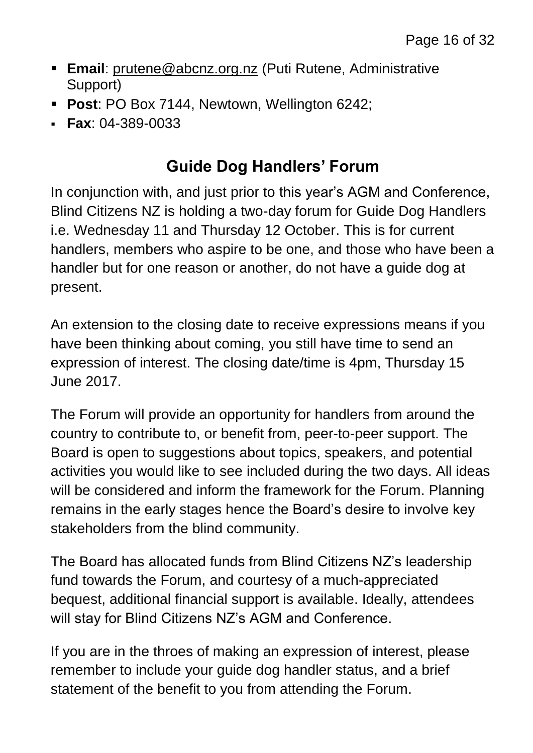- **Email**: prutene@abcnz.org.nz (Puti Rutene, Administrative Support)
- **Post**: PO Box 7144, Newtown, Wellington 6242;
- **Fax**: 04-389-0033

## Guide Dog Handlers' Forum

In conjunction with, and just prior to this year's AGM and Conference, Blind Citizens NZ is holding a two-day forum for Guide Dog Handlers i.e. Wednesday 11 and Thursday 12 October. This is for current handlers, members who aspire to be one, and those who have been a handler but for one reason or another, do not have a guide dog at present.

An extension to the closing date to receive expressions means if you have been thinking about coming, you still have time to send an expression of interest. The closing date/time is 4pm, Thursday 15 June 2017.

The Forum will provide an opportunity for handlers from around the country to contribute to, or benefit from, peer-to-peer support. The Board is open to suggestions about topics, speakers, and potential activities you would like to see included during the two days. All ideas will be considered and inform the framework for the Forum. Planning remains in the early stages hence the Board's desire to involve key stakeholders from the blind community.

The Board has allocated funds from Blind Citizens NZ's leadership fund towards the Forum, and courtesy of a much-appreciated bequest, additional financial support is available. Ideally, attendees will stay for Blind Citizens NZ's AGM and Conference.

If you are in the throes of making an expression of interest, please remember to include your guide dog handler status, and a brief statement of the benefit to you from attending the Forum.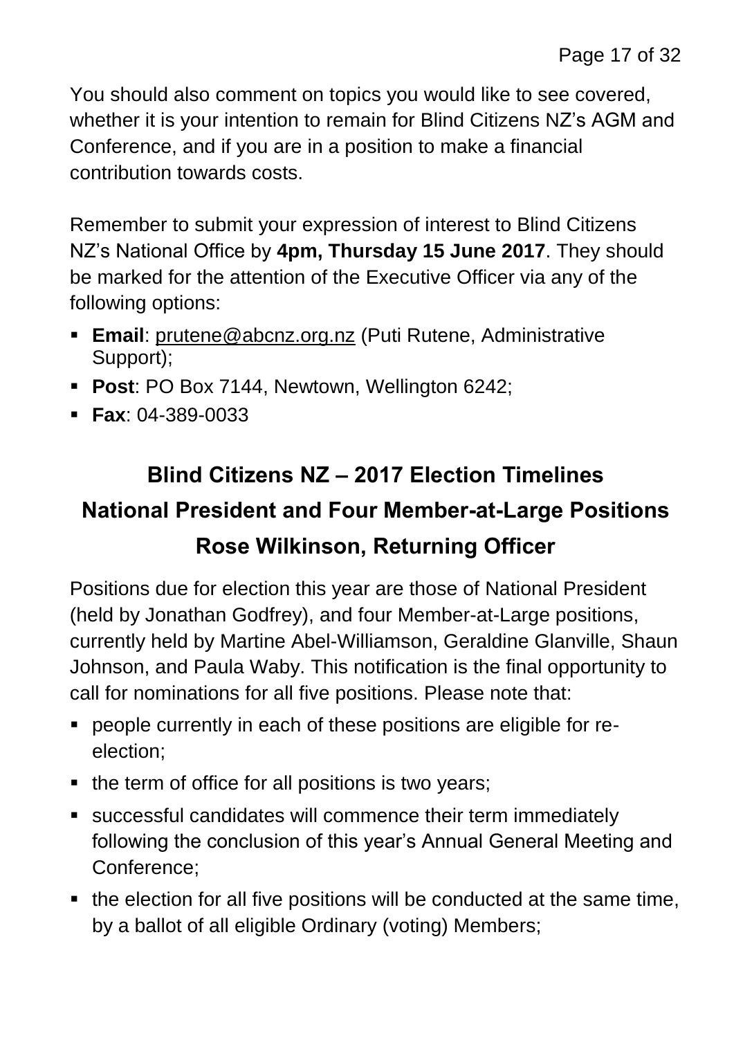You should also comment on topics you would like to see covered, whether it is your intention to remain for Blind Citizens NZ's AGM and Conference, and if you are in a position to make a financial contribution towards costs.

Remember to submit your expression of interest to Blind Citizens NZ's National Office by **4pm, Thursday 15 June 2017**. They should be marked for the attention of the Executive Officer via any of the following options:

- **Email**: prutene@abcnz.org.nz (Puti Rutene, Administrative Support);
- **Post**: PO Box 7144, Newtown, Wellington 6242;
- **Fax**: 04-389-0033

## Blind Citizens NZ – 2017 Election Timelines
## National President and Four Member-at-Large Positions
## Rose Wilkinson, Returning Officer

Positions due for election this year are those of National President (held by Jonathan Godfrey), and four Member-at-Large positions, currently held by Martine Abel-Williamson, Geraldine Glanville, Shaun Johnson, and Paula Waby. This notification is the final opportunity to call for nominations for all five positions. Please note that:

- people currently in each of these positions are eligible for re-election;
- the term of office for all positions is two years;
- successful candidates will commence their term immediately following the conclusion of this year's Annual General Meeting and Conference;
- the election for all five positions will be conducted at the same time, by a ballot of all eligible Ordinary (voting) Members;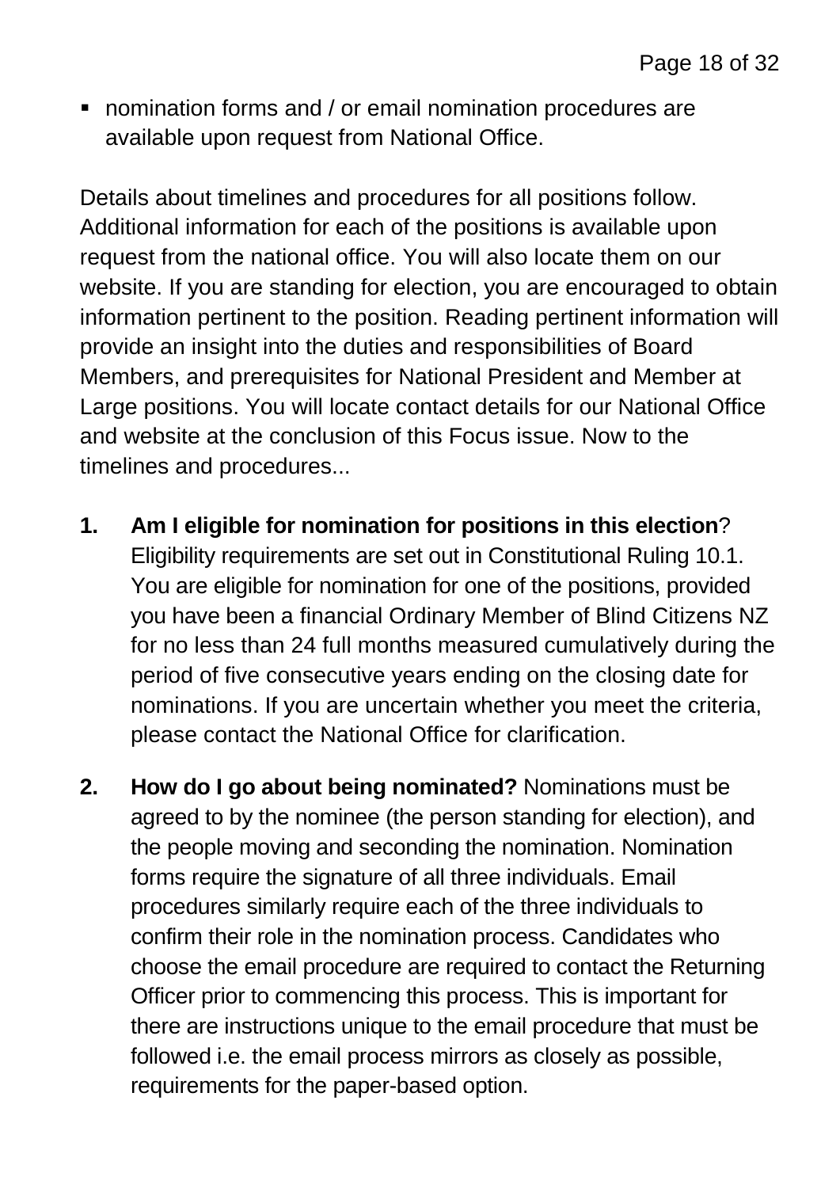- nomination forms and / or email nomination procedures are available upon request from National Office.

Details about timelines and procedures for all positions follow. Additional information for each of the positions is available upon request from the national office. You will also locate them on our website. If you are standing for election, you are encouraged to obtain information pertinent to the position. Reading pertinent information will provide an insight into the duties and responsibilities of Board Members, and prerequisites for National President and Member at Large positions. You will locate contact details for our National Office and website at the conclusion of this Focus issue. Now to the timelines and procedures...

1. **Am I eligible for nomination for positions in this election**? Eligibility requirements are set out in Constitutional Ruling 10.1. You are eligible for nomination for one of the positions, provided you have been a financial Ordinary Member of Blind Citizens NZ for no less than 24 full months measured cumulatively during the period of five consecutive years ending on the closing date for nominations. If you are uncertain whether you meet the criteria, please contact the National Office for clarification.

2. **How do I go about being nominated?** Nominations must be agreed to by the nominee (the person standing for election), and the people moving and seconding the nomination. Nomination forms require the signature of all three individuals. Email procedures similarly require each of the three individuals to confirm their role in the nomination process. Candidates who choose the email procedure are required to contact the Returning Officer prior to commencing this process. This is important for there are instructions unique to the email procedure that must be followed i.e. the email process mirrors as closely as possible, requirements for the paper-based option.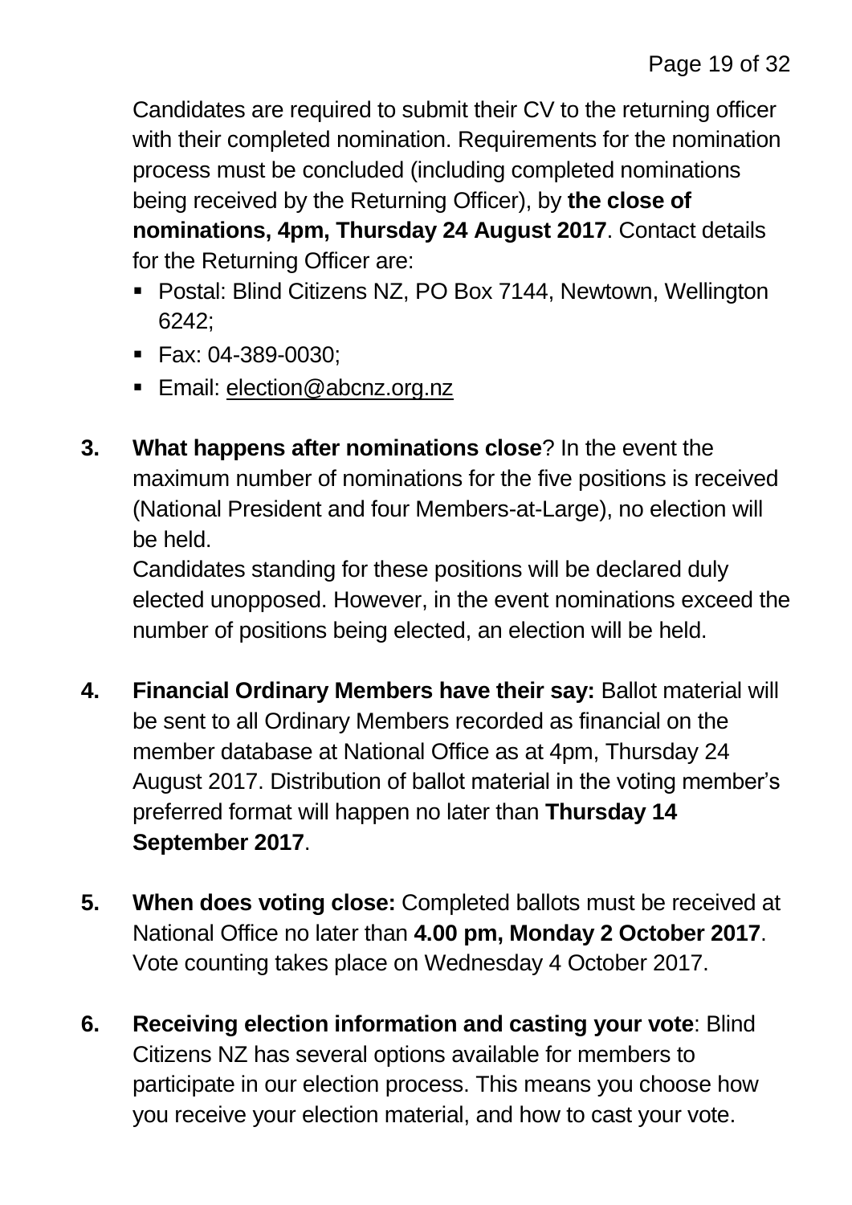Candidates are required to submit their CV to the returning officer with their completed nomination. Requirements for the nomination process must be concluded (including completed nominations being received by the Returning Officer), by **the close of nominations, 4pm, Thursday 24 August 2017**. Contact details for the Returning Officer are:

- Postal: Blind Citizens NZ, PO Box 7144, Newtown, Wellington 6242;
- Fax: 04-389-0030;
- Email: election@abcnz.org.nz

3. **What happens after nominations close**? In the event the maximum number of nominations for the five positions is received (National President and four Members-at-Large), no election will be held.
   Candidates standing for these positions will be declared duly elected unopposed. However, in the event nominations exceed the number of positions being elected, an election will be held.

4. **Financial Ordinary Members have their say:** Ballot material will be sent to all Ordinary Members recorded as financial on the member database at National Office as at 4pm, Thursday 24 August 2017. Distribution of ballot material in the voting member's preferred format will happen no later than **Thursday 14 September 2017**.

5. **When does voting close:** Completed ballots must be received at National Office no later than **4.00 pm, Monday 2 October 2017**. Vote counting takes place on Wednesday 4 October 2017.

6. **Receiving election information and casting your vote**: Blind Citizens NZ has several options available for members to participate in our election process. This means you choose how you receive your election material, and how to cast your vote.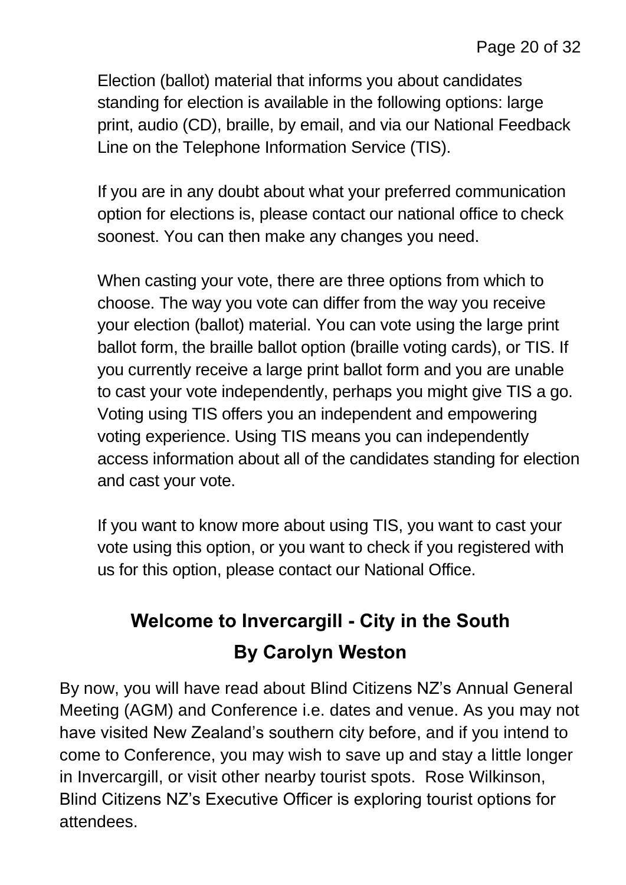Election (ballot) material that informs you about candidates standing for election is available in the following options: large print, audio (CD), braille, by email, and via our National Feedback Line on the Telephone Information Service (TIS).

If you are in any doubt about what your preferred communication option for elections is, please contact our national office to check soonest. You can then make any changes you need.

When casting your vote, there are three options from which to choose. The way you vote can differ from the way you receive your election (ballot) material. You can vote using the large print ballot form, the braille ballot option (braille voting cards), or TIS. If you currently receive a large print ballot form and you are unable to cast your vote independently, perhaps you might give TIS a go. Voting using TIS offers you an independent and empowering voting experience. Using TIS means you can independently access information about all of the candidates standing for election and cast your vote.

If you want to know more about using TIS, you want to cast your vote using this option, or you want to check if you registered with us for this option, please contact our National Office.

## Welcome to Invercargill - City in the South

## By Carolyn Weston

By now, you will have read about Blind Citizens NZ's Annual General Meeting (AGM) and Conference i.e. dates and venue. As you may not have visited New Zealand's southern city before, and if you intend to come to Conference, you may wish to save up and stay a little longer in Invercargill, or visit other nearby tourist spots. Rose Wilkinson, Blind Citizens NZ's Executive Officer is exploring tourist options for attendees.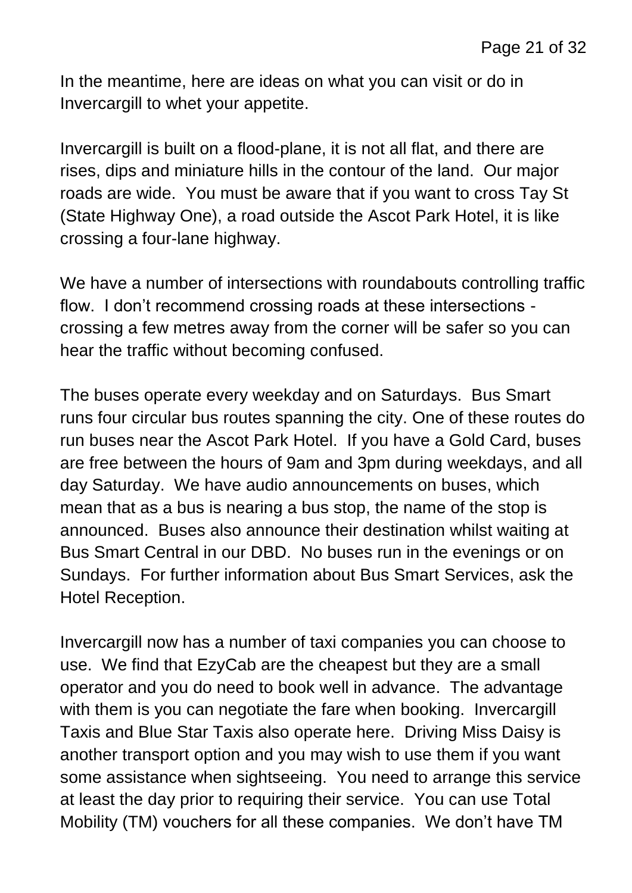In the meantime, here are ideas on what you can visit or do in Invercargill to whet your appetite.

Invercargill is built on a flood-plane, it is not all flat, and there are rises, dips and miniature hills in the contour of the land. Our major roads are wide. You must be aware that if you want to cross Tay St (State Highway One), a road outside the Ascot Park Hotel, it is like crossing a four-lane highway.

We have a number of intersections with roundabouts controlling traffic flow. I don't recommend crossing roads at these intersections - crossing a few metres away from the corner will be safer so you can hear the traffic without becoming confused.

The buses operate every weekday and on Saturdays. Bus Smart runs four circular bus routes spanning the city. One of these routes do run buses near the Ascot Park Hotel. If you have a Gold Card, buses are free between the hours of 9am and 3pm during weekdays, and all day Saturday. We have audio announcements on buses, which mean that as a bus is nearing a bus stop, the name of the stop is announced. Buses also announce their destination whilst waiting at Bus Smart Central in our DBD. No buses run in the evenings or on Sundays. For further information about Bus Smart Services, ask the Hotel Reception.

Invercargill now has a number of taxi companies you can choose to use. We find that EzyCab are the cheapest but they are a small operator and you do need to book well in advance. The advantage with them is you can negotiate the fare when booking. Invercargill Taxis and Blue Star Taxis also operate here. Driving Miss Daisy is another transport option and you may wish to use them if you want some assistance when sightseeing. You need to arrange this service at least the day prior to requiring their service. You can use Total Mobility (TM) vouchers for all these companies. We don't have TM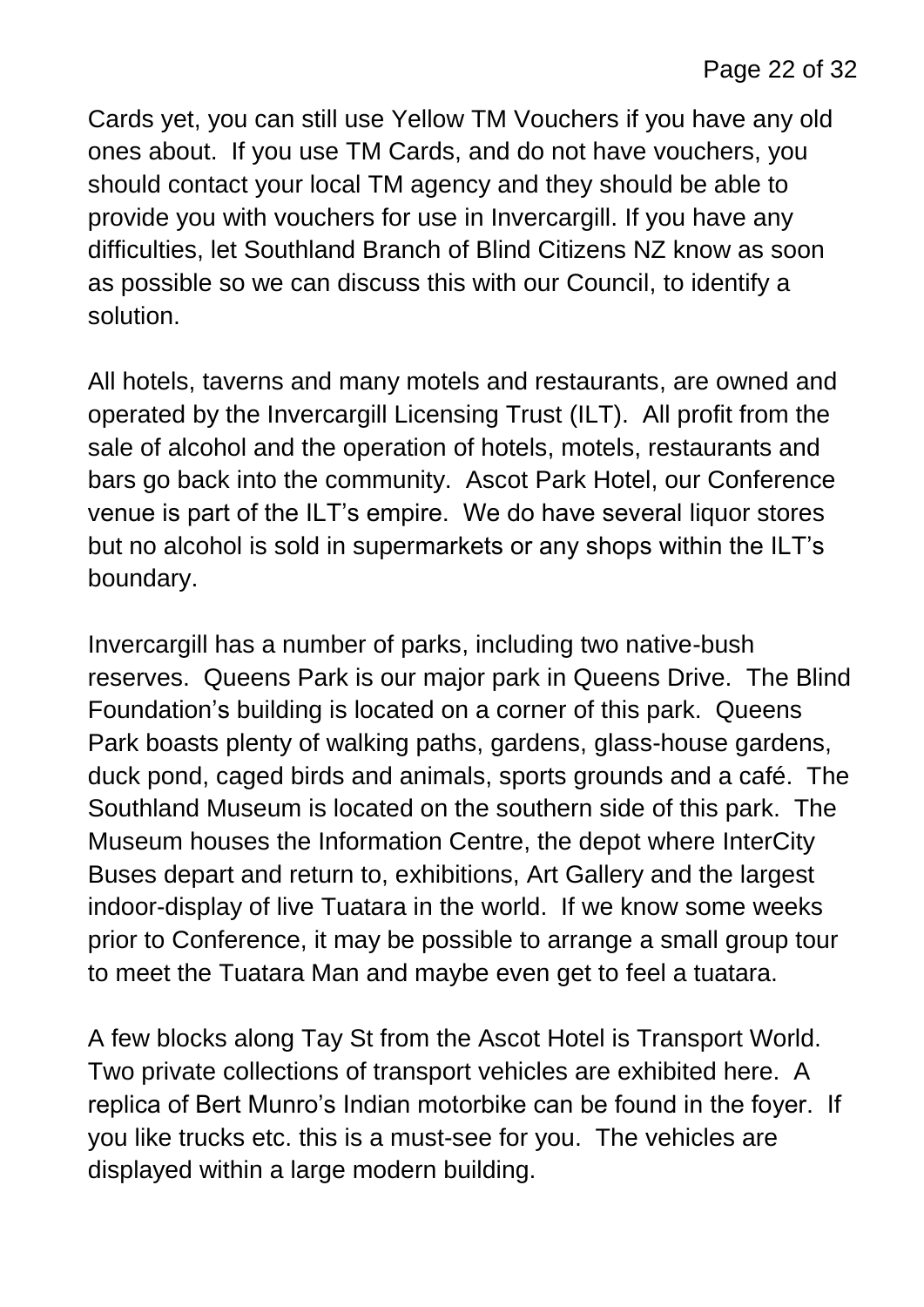Cards yet, you can still use Yellow TM Vouchers if you have any old ones about. If you use TM Cards, and do not have vouchers, you should contact your local TM agency and they should be able to provide you with vouchers for use in Invercargill. If you have any difficulties, let Southland Branch of Blind Citizens NZ know as soon as possible so we can discuss this with our Council, to identify a solution.

All hotels, taverns and many motels and restaurants, are owned and operated by the Invercargill Licensing Trust (ILT). All profit from the sale of alcohol and the operation of hotels, motels, restaurants and bars go back into the community. Ascot Park Hotel, our Conference venue is part of the ILT's empire. We do have several liquor stores but no alcohol is sold in supermarkets or any shops within the ILT's boundary.

Invercargill has a number of parks, including two native-bush reserves. Queens Park is our major park in Queens Drive. The Blind Foundation's building is located on a corner of this park. Queens Park boasts plenty of walking paths, gardens, glass-house gardens, duck pond, caged birds and animals, sports grounds and a café. The Southland Museum is located on the southern side of this park. The Museum houses the Information Centre, the depot where InterCity Buses depart and return to, exhibitions, Art Gallery and the largest indoor-display of live Tuatara in the world. If we know some weeks prior to Conference, it may be possible to arrange a small group tour to meet the Tuatara Man and maybe even get to feel a tuatara.

A few blocks along Tay St from the Ascot Hotel is Transport World. Two private collections of transport vehicles are exhibited here. A replica of Bert Munro's Indian motorbike can be found in the foyer. If you like trucks etc. this is a must-see for you. The vehicles are displayed within a large modern building.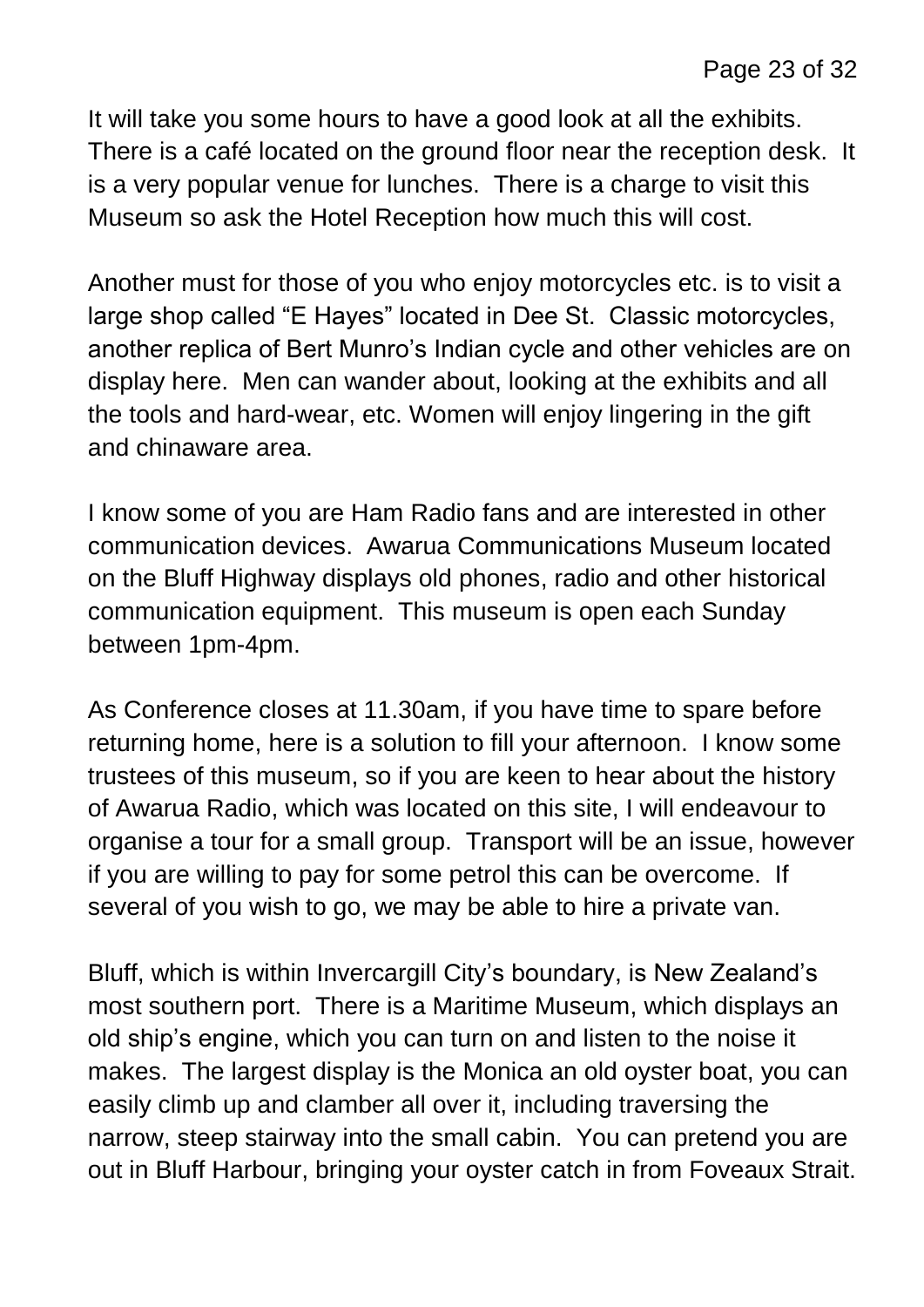It will take you some hours to have a good look at all the exhibits. There is a café located on the ground floor near the reception desk. It is a very popular venue for lunches. There is a charge to visit this Museum so ask the Hotel Reception how much this will cost.

Another must for those of you who enjoy motorcycles etc. is to visit a large shop called "E Hayes" located in Dee St. Classic motorcycles, another replica of Bert Munro's Indian cycle and other vehicles are on display here. Men can wander about, looking at the exhibits and all the tools and hard-wear, etc. Women will enjoy lingering in the gift and chinaware area.

I know some of you are Ham Radio fans and are interested in other communication devices. Awarua Communications Museum located on the Bluff Highway displays old phones, radio and other historical communication equipment. This museum is open each Sunday between 1pm-4pm.

As Conference closes at 11.30am, if you have time to spare before returning home, here is a solution to fill your afternoon. I know some trustees of this museum, so if you are keen to hear about the history of Awarua Radio, which was located on this site, I will endeavour to organise a tour for a small group. Transport will be an issue, however if you are willing to pay for some petrol this can be overcome. If several of you wish to go, we may be able to hire a private van.

Bluff, which is within Invercargill City's boundary, is New Zealand's most southern port. There is a Maritime Museum, which displays an old ship's engine, which you can turn on and listen to the noise it makes. The largest display is the Monica an old oyster boat, you can easily climb up and clamber all over it, including traversing the narrow, steep stairway into the small cabin. You can pretend you are out in Bluff Harbour, bringing your oyster catch in from Foveaux Strait.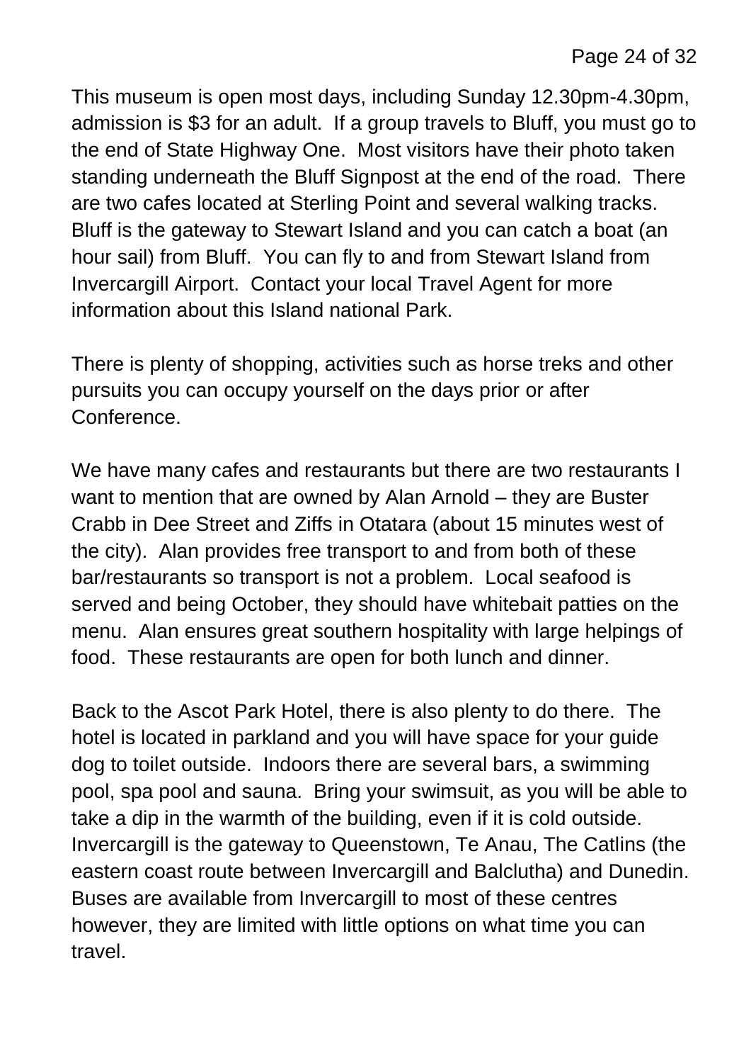This museum is open most days, including Sunday 12.30pm-4.30pm, admission is $3 for an adult. If a group travels to Bluff, you must go to the end of State Highway One. Most visitors have their photo taken standing underneath the Bluff Signpost at the end of the road. There are two cafes located at Sterling Point and several walking tracks. Bluff is the gateway to Stewart Island and you can catch a boat (an hour sail) from Bluff. You can fly to and from Stewart Island from Invercargill Airport. Contact your local Travel Agent for more information about this Island national Park.

There is plenty of shopping, activities such as horse treks and other pursuits you can occupy yourself on the days prior or after Conference.

We have many cafes and restaurants but there are two restaurants I want to mention that are owned by Alan Arnold – they are Buster Crabb in Dee Street and Ziffs in Otatara (about 15 minutes west of the city). Alan provides free transport to and from both of these bar/restaurants so transport is not a problem. Local seafood is served and being October, they should have whitebait patties on the menu. Alan ensures great southern hospitality with large helpings of food. These restaurants are open for both lunch and dinner.

Back to the Ascot Park Hotel, there is also plenty to do there. The hotel is located in parkland and you will have space for your guide dog to toilet outside. Indoors there are several bars, a swimming pool, spa pool and sauna. Bring your swimsuit, as you will be able to take a dip in the warmth of the building, even if it is cold outside. Invercargill is the gateway to Queenstown, Te Anau, The Catlins (the eastern coast route between Invercargill and Balclutha) and Dunedin. Buses are available from Invercargill to most of these centres however, they are limited with little options on what time you can travel.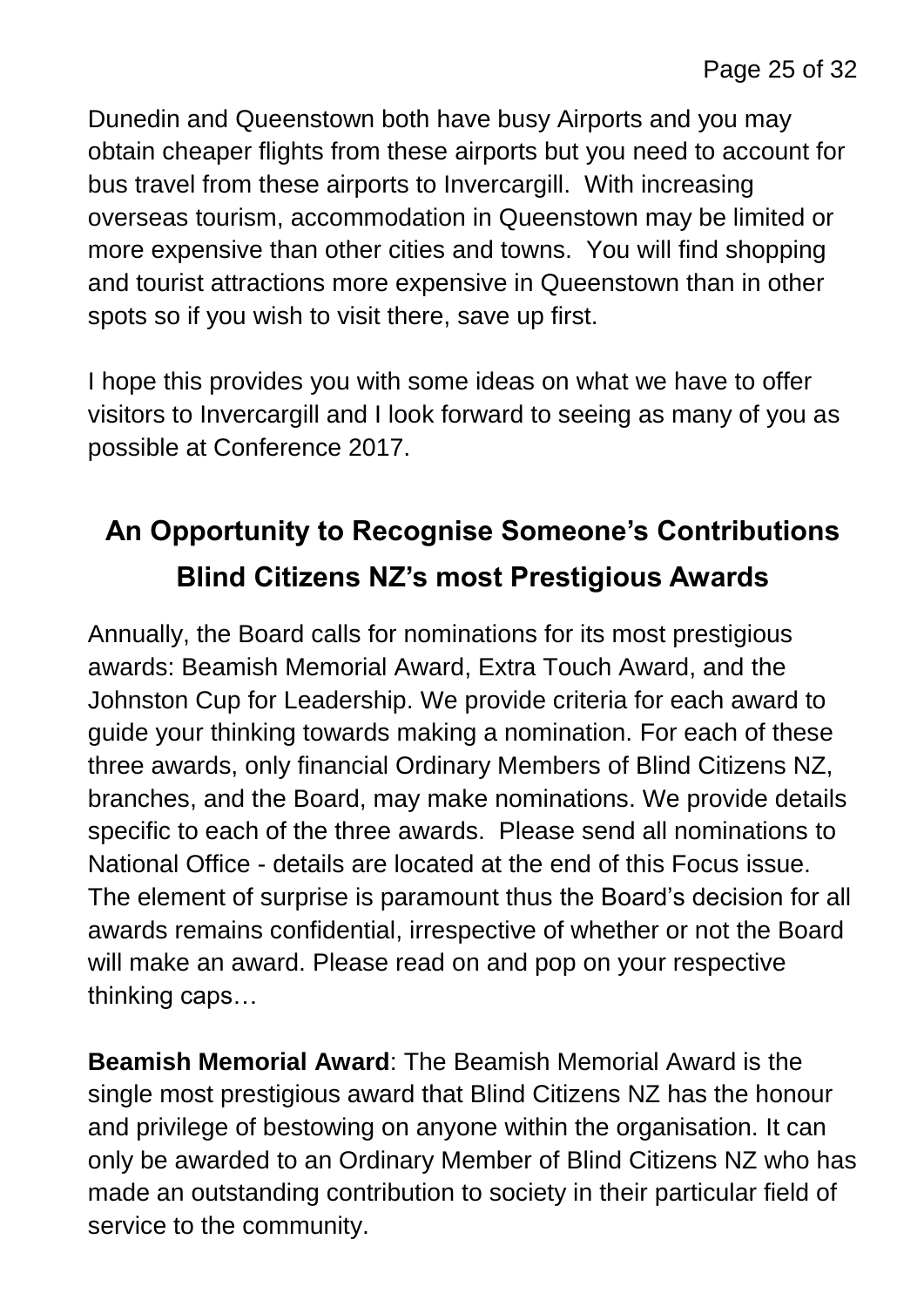Dunedin and Queenstown both have busy Airports and you may obtain cheaper flights from these airports but you need to account for bus travel from these airports to Invercargill. With increasing overseas tourism, accommodation in Queenstown may be limited or more expensive than other cities and towns. You will find shopping and tourist attractions more expensive in Queenstown than in other spots so if you wish to visit there, save up first.

I hope this provides you with some ideas on what we have to offer visitors to Invercargill and I look forward to seeing as many of you as possible at Conference 2017.

## An Opportunity to Recognise Someone's Contributions Blind Citizens NZ's most Prestigious Awards

Annually, the Board calls for nominations for its most prestigious awards: Beamish Memorial Award, Extra Touch Award, and the Johnston Cup for Leadership. We provide criteria for each award to guide your thinking towards making a nomination. For each of these three awards, only financial Ordinary Members of Blind Citizens NZ, branches, and the Board, may make nominations. We provide details specific to each of the three awards. Please send all nominations to National Office - details are located at the end of this Focus issue. The element of surprise is paramount thus the Board's decision for all awards remains confidential, irrespective of whether or not the Board will make an award. Please read on and pop on your respective thinking caps…

**Beamish Memorial Award**: The Beamish Memorial Award is the single most prestigious award that Blind Citizens NZ has the honour and privilege of bestowing on anyone within the organisation. It can only be awarded to an Ordinary Member of Blind Citizens NZ who has made an outstanding contribution to society in their particular field of service to the community.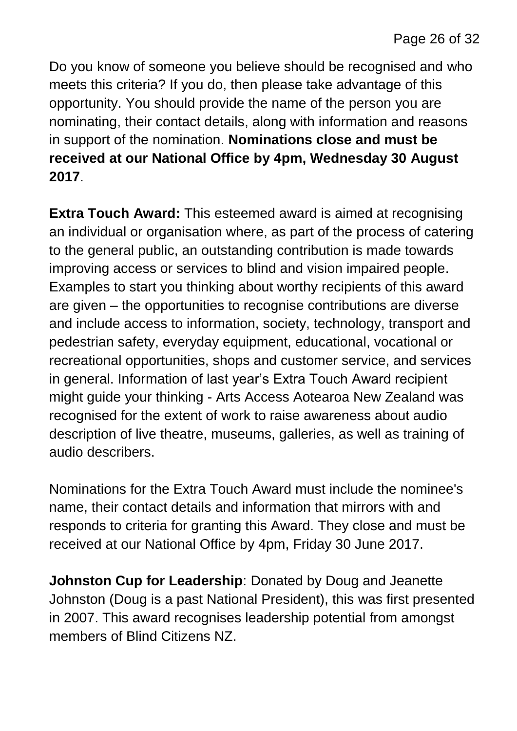Do you know of someone you believe should be recognised and who meets this criteria? If you do, then please take advantage of this opportunity. You should provide the name of the person you are nominating, their contact details, along with information and reasons in support of the nomination. **Nominations close and must be received at our National Office by 4pm, Wednesday 30 August 2017**.

**Extra Touch Award:** This esteemed award is aimed at recognising an individual or organisation where, as part of the process of catering to the general public, an outstanding contribution is made towards improving access or services to blind and vision impaired people. Examples to start you thinking about worthy recipients of this award are given – the opportunities to recognise contributions are diverse and include access to information, society, technology, transport and pedestrian safety, everyday equipment, educational, vocational or recreational opportunities, shops and customer service, and services in general. Information of last year's Extra Touch Award recipient might guide your thinking - Arts Access Aotearoa New Zealand was recognised for the extent of work to raise awareness about audio description of live theatre, museums, galleries, as well as training of audio describers.

Nominations for the Extra Touch Award must include the nominee's name, their contact details and information that mirrors with and responds to criteria for granting this Award. They close and must be received at our National Office by 4pm, Friday 30 June 2017.

**Johnston Cup for Leadership**: Donated by Doug and Jeanette Johnston (Doug is a past National President), this was first presented in 2007. This award recognises leadership potential from amongst members of Blind Citizens NZ.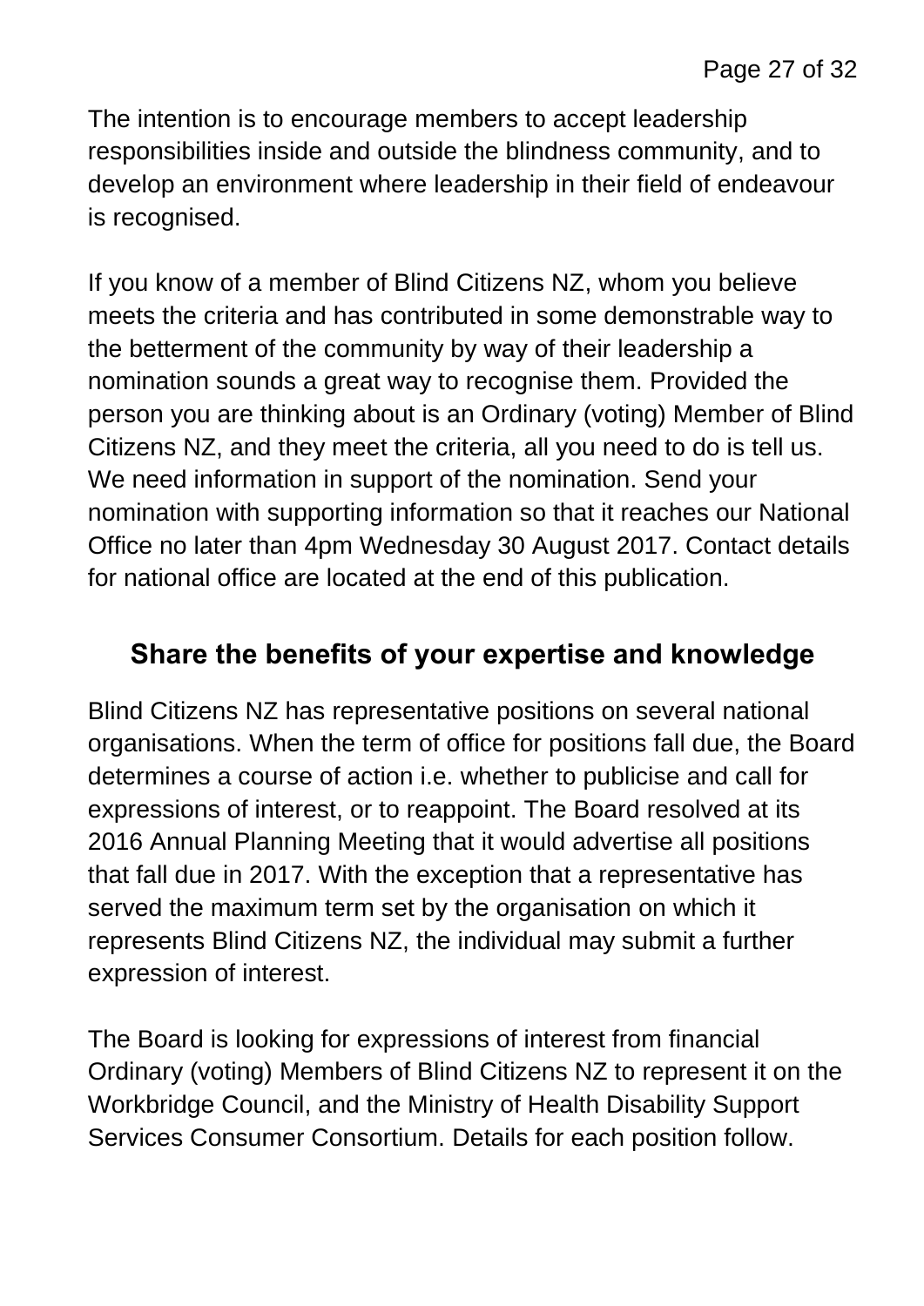The intention is to encourage members to accept leadership responsibilities inside and outside the blindness community, and to develop an environment where leadership in their field of endeavour is recognised.

If you know of a member of Blind Citizens NZ, whom you believe meets the criteria and has contributed in some demonstrable way to the betterment of the community by way of their leadership a nomination sounds a great way to recognise them. Provided the person you are thinking about is an Ordinary (voting) Member of Blind Citizens NZ, and they meet the criteria, all you need to do is tell us. We need information in support of the nomination. Send your nomination with supporting information so that it reaches our National Office no later than 4pm Wednesday 30 August 2017. Contact details for national office are located at the end of this publication.

## Share the benefits of your expertise and knowledge

Blind Citizens NZ has representative positions on several national organisations. When the term of office for positions fall due, the Board determines a course of action i.e. whether to publicise and call for expressions of interest, or to reappoint. The Board resolved at its 2016 Annual Planning Meeting that it would advertise all positions that fall due in 2017. With the exception that a representative has served the maximum term set by the organisation on which it represents Blind Citizens NZ, the individual may submit a further expression of interest.

The Board is looking for expressions of interest from financial Ordinary (voting) Members of Blind Citizens NZ to represent it on the Workbridge Council, and the Ministry of Health Disability Support Services Consumer Consortium. Details for each position follow.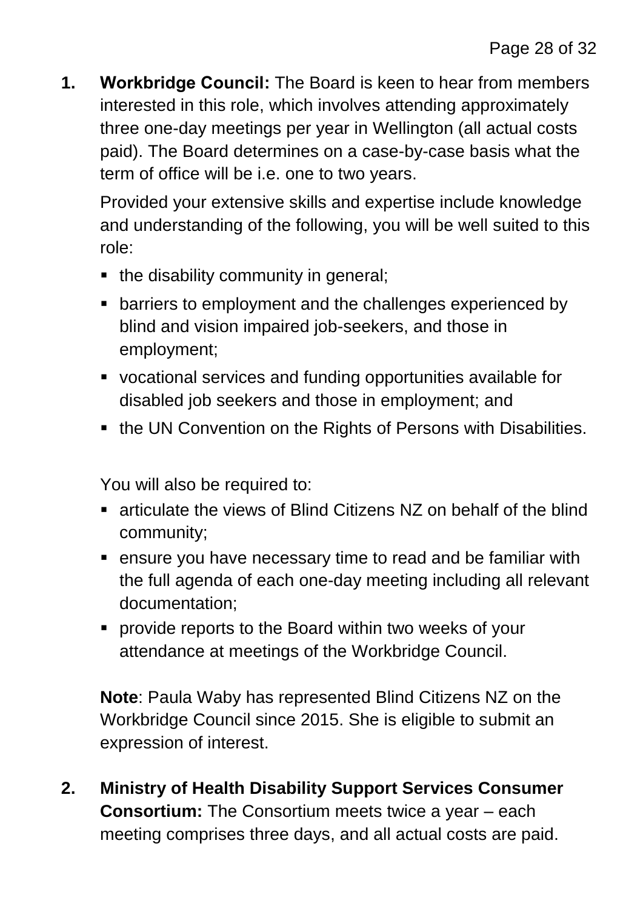1. **Workbridge Council:** The Board is keen to hear from members interested in this role, which involves attending approximately three one-day meetings per year in Wellington (all actual costs paid). The Board determines on a case-by-case basis what the term of office will be i.e. one to two years.

   Provided your extensive skills and expertise include knowledge and understanding of the following, you will be well suited to this role:

   - the disability community in general;
   - barriers to employment and the challenges experienced by blind and vision impaired job-seekers, and those in employment;
   - vocational services and funding opportunities available for disabled job seekers and those in employment; and
   - the UN Convention on the Rights of Persons with Disabilities.

   You will also be required to:

   - articulate the views of Blind Citizens NZ on behalf of the blind community;
   - ensure you have necessary time to read and be familiar with the full agenda of each one-day meeting including all relevant documentation;
   - provide reports to the Board within two weeks of your attendance at meetings of the Workbridge Council.

   **Note**: Paula Waby has represented Blind Citizens NZ on the Workbridge Council since 2015. She is eligible to submit an expression of interest.

2. **Ministry of Health Disability Support Services Consumer Consortium:** The Consortium meets twice a year – each meeting comprises three days, and all actual costs are paid.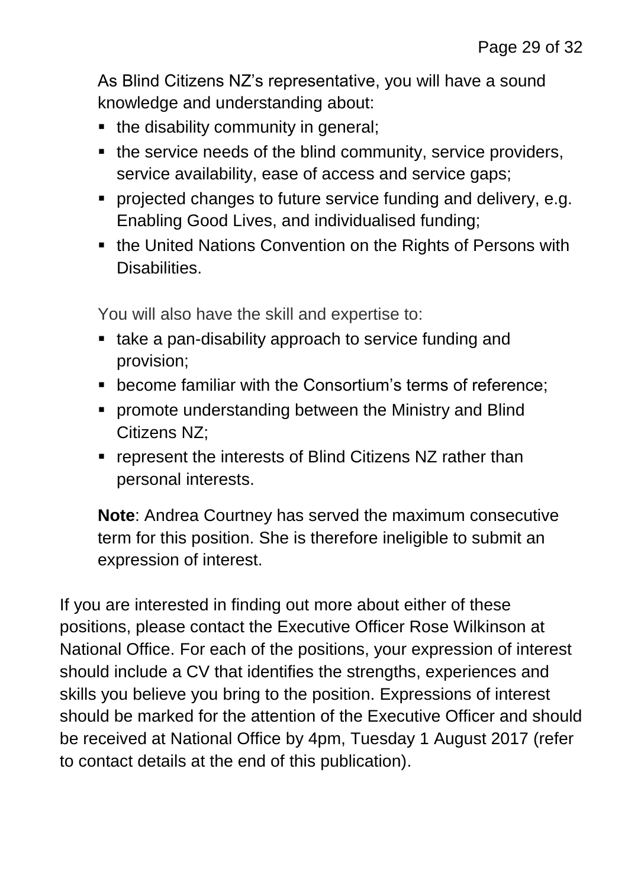As Blind Citizens NZ's representative, you will have a sound knowledge and understanding about:

- the disability community in general;
- the service needs of the blind community, service providers, service availability, ease of access and service gaps;
- projected changes to future service funding and delivery, e.g. Enabling Good Lives, and individualised funding;
- the United Nations Convention on the Rights of Persons with Disabilities.

You will also have the skill and expertise to:

- take a pan-disability approach to service funding and provision;
- become familiar with the Consortium's terms of reference;
- promote understanding between the Ministry and Blind Citizens NZ;
- represent the interests of Blind Citizens NZ rather than personal interests.

**Note**: Andrea Courtney has served the maximum consecutive term for this position. She is therefore ineligible to submit an expression of interest.

If you are interested in finding out more about either of these positions, please contact the Executive Officer Rose Wilkinson at National Office. For each of the positions, your expression of interest should include a CV that identifies the strengths, experiences and skills you believe you bring to the position. Expressions of interest should be marked for the attention of the Executive Officer and should be received at National Office by 4pm, Tuesday 1 August 2017 (refer to contact details at the end of this publication).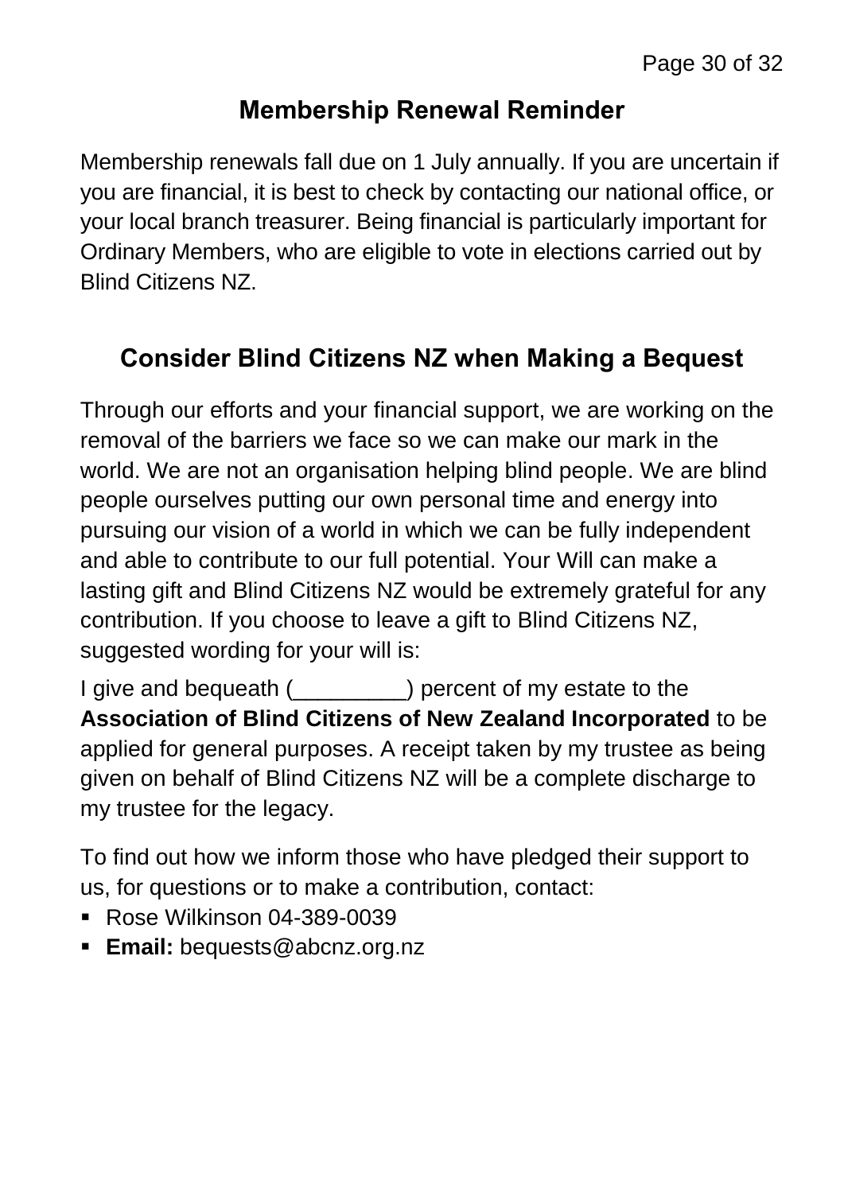## Membership Renewal Reminder

Membership renewals fall due on 1 July annually. If you are uncertain if you are financial, it is best to check by contacting our national office, or your local branch treasurer. Being financial is particularly important for Ordinary Members, who are eligible to vote in elections carried out by Blind Citizens NZ.

## Consider Blind Citizens NZ when Making a Bequest

Through our efforts and your financial support, we are working on the removal of the barriers we face so we can make our mark in the world. We are not an organisation helping blind people. We are blind people ourselves putting our own personal time and energy into pursuing our vision of a world in which we can be fully independent and able to contribute to our full potential. Your Will can make a lasting gift and Blind Citizens NZ would be extremely grateful for any contribution. If you choose to leave a gift to Blind Citizens NZ, suggested wording for your will is:

I give and bequeath (_________) percent of my estate to the **Association of Blind Citizens of New Zealand Incorporated** to be applied for general purposes. A receipt taken by my trustee as being given on behalf of Blind Citizens NZ will be a complete discharge to my trustee for the legacy.

To find out how we inform those who have pledged their support to us, for questions or to make a contribution, contact:

- Rose Wilkinson 04-389-0039
- **Email:** bequests@abcnz.org.nz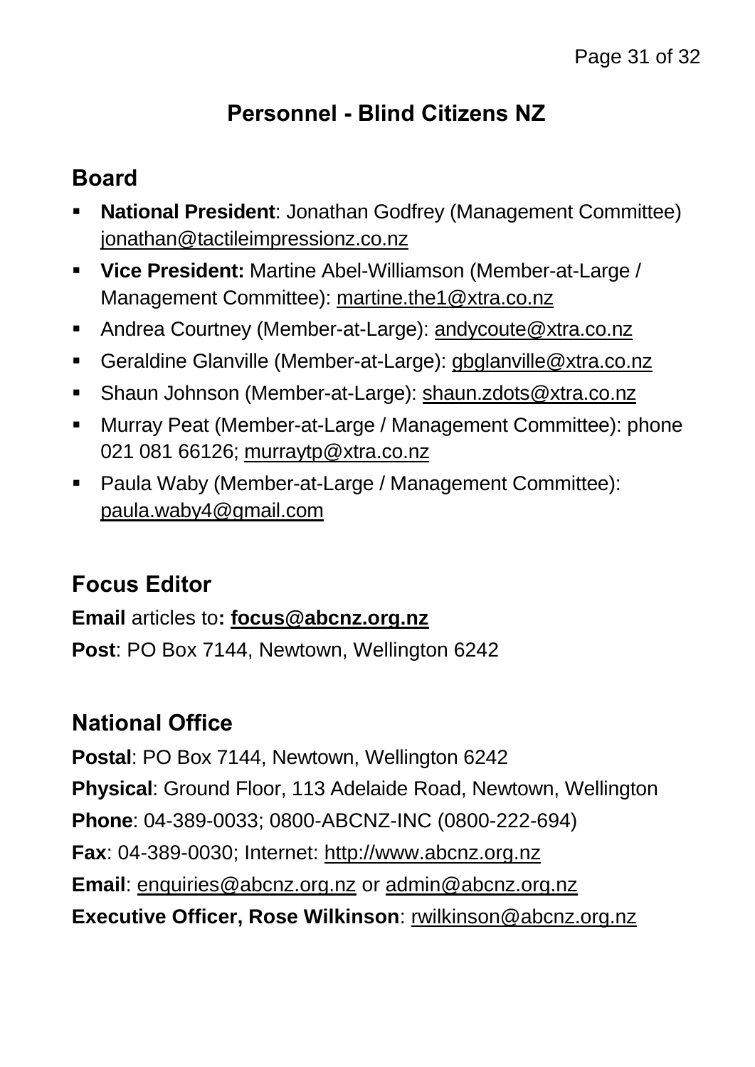# Personnel - Blind Citizens NZ

## Board

- **National President**: Jonathan Godfrey (Management Committee) jonathan@tactileimpressionz.co.nz
- **Vice President:** Martine Abel-Williamson (Member-at-Large / Management Committee): martine.the1@xtra.co.nz
- Andrea Courtney (Member-at-Large): andycoute@xtra.co.nz
- Geraldine Glanville (Member-at-Large): gbglanville@xtra.co.nz
- Shaun Johnson (Member-at-Large): shaun.zdots@xtra.co.nz
- Murray Peat (Member-at-Large / Management Committee): phone 021 081 66126; murraytp@xtra.co.nz
- Paula Waby (Member-at-Large / Management Committee): paula.waby4@gmail.com

## Focus Editor

**Email** articles to**: focus@abcnz.org.nz**

**Post**: PO Box 7144, Newtown, Wellington 6242

## National Office

**Postal**: PO Box 7144, Newtown, Wellington 6242

**Physical**: Ground Floor, 113 Adelaide Road, Newtown, Wellington

**Phone**: 04-389-0033; 0800-ABCNZ-INC (0800-222-694)

**Fax**: 04-389-0030; Internet: http://www.abcnz.org.nz

**Email**: enquiries@abcnz.org.nz or admin@abcnz.org.nz

**Executive Officer, Rose Wilkinson**: rwilkinson@abcnz.org.nz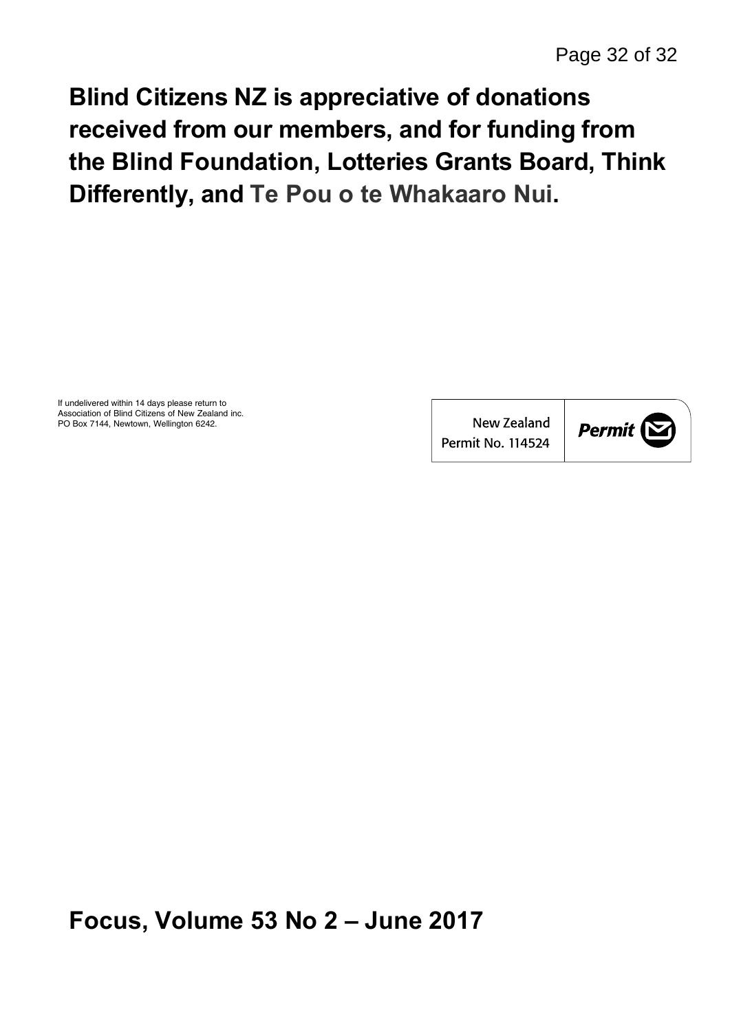**Blind Citizens NZ is appreciative of donations received from our members, and for funding from the Blind Foundation, Lotteries Grants Board, Think Differently, and Te Pou o te Whakaaro Nui.**

If undelivered within 14 days please return to
Association of Blind Citizens of New Zealand inc.
PO Box 7144, Newtown, Wellington 6242.

New Zealand
Permit No. 114524

Permit

**Focus, Volume 53 No 2 – June 2017**